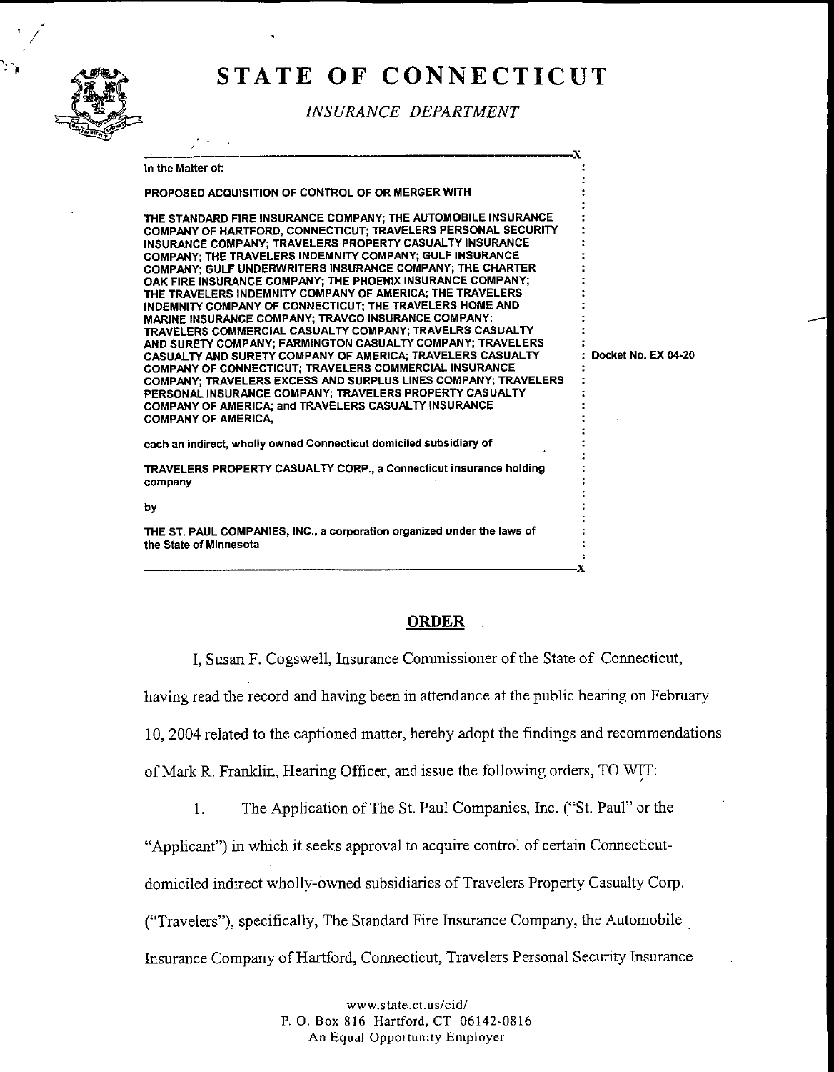# STATE OF CONNECTICUT

*INSURANCE DEPARTMENT*

---

In the Matter of:

PROPOSED ACQUISITION OF CONTROL OF OR MERGER WITH

THE STANDARD FIRE INSURANCE COMPANY; THE AUTOMOBILE INSURANCE COMPANY OF HARTFORD, CONNECTICUT; TRAVELERS PERSONAL SECURITY INSURANCE COMPANY; TRAVELERS PROPERTY CASUALTY INSURANCE COMPANY; THE TRAVELERS INDEMNITY COMPANY; GULF INSURANCE COMPANY; GULF UNDERWRITERS INSURANCE COMPANY; THE CHARTER OAK FIRE INSURANCE COMPANY; THE PHOENIX INSURANCE COMPANY; THE TRAVELERS INDEMNITY COMPANY OF AMERICA; THE TRAVELERS INDEMNITY COMPANY OF CONNECTICUT; THE TRAVELERS HOME AND MARINE INSURANCE COMPANY; TRAVCO INSURANCE COMPANY; TRAVELERS COMMERCIAL CASUALTY COMPANY; TRAVELRS CASUALTY AND SURETY COMPANY; FARMINGTON CASUALTY COMPANY; TRAVELERS CASUALTY AND SURETY COMPANY OF AMERICA; TRAVELERS CASUALTY COMPANY OF CONNECTICUT; TRAVELERS COMMERCIAL INSURANCE COMPANY; TRAVELERS EXCESS AND SURPLUS LINES COMPANY; TRAVELERS PERSONAL INSURANCE COMPANY; TRAVELERS PROPERTY CASUALTY COMPANY OF AMERICA; and TRAVELERS CASUALTY INSURANCE COMPANY OF AMERICA,

each an indirect, wholly owned Connecticut domiciled subsidiary of

TRAVELERS PROPERTY CASUALTY CORP., a Connecticut insurance holding company

by

THE ST. PAUL COMPANIES, INC., a corporation organized under the laws of the State of Minnesota

Docket No. EX 04-20

---

## ORDER

I, Susan F. Cogswell, Insurance Commissioner of the State of Connecticut, having read the record and having been in attendance at the public hearing on February 10, 2004 related to the captioned matter, hereby adopt the findings and recommendations of Mark R. Franklin, Hearing Officer, and issue the following orders, TO WIT:

1. The Application of The St. Paul Companies, Inc. ("St. Paul" or the "Applicant") in which it seeks approval to acquire control of certain Connecticut-domiciled indirect wholly-owned subsidiaries of Travelers Property Casualty Corp. ("Travelers"), specifically, The Standard Fire Insurance Company, the Automobile Insurance Company of Hartford, Connecticut, Travelers Personal Security Insurance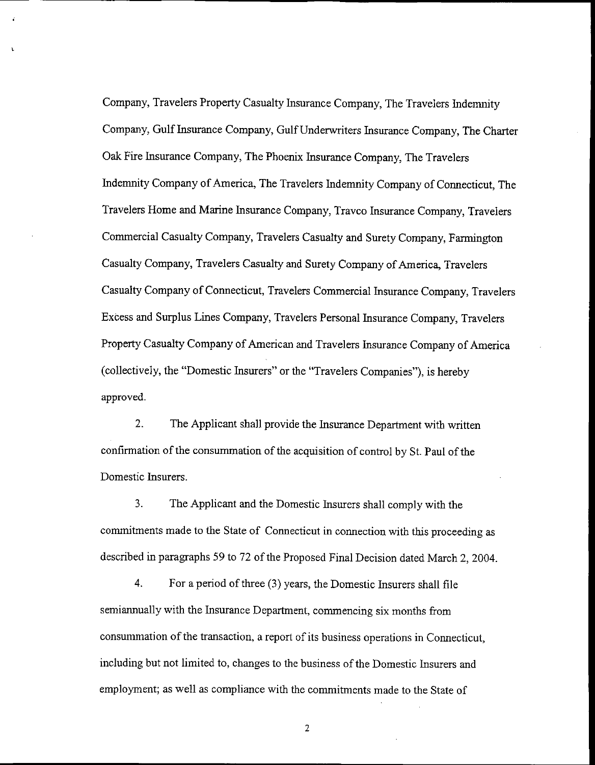Company, Travelers Property Casualty Insurance Company, The Travelers Indemnity Company, Gulf Insurance Company, Gulf Underwriters Insurance Company, The Charter Oak Fire Insurance Company, The Phoenix Insurance Company, The Travelers Indemnity Company of America, The Travelers Indemnity Company of Connecticut, The Travelers Home and Marine Insurance Company, Travco Insurance Company, Travelers Commercial Casualty Company, Travelers Casualty and Surety Company, Farmington Casualty Company, Travelers Casualty and Surety Company of America, Travelers Casualty Company of Connecticut, Travelers Commercial Insurance Company, Travelers Excess and Surplus Lines Company, Travelers Personal Insurance Company, Travelers Property Casualty Company of American and Travelers Insurance Company of America (collectively, the "Domestic Insurers" or the "Travelers Companies"), is hereby approved.

2. The Applicant shall provide the Insurance Department with written confirmation of the consummation of the acquisition of control by St. Paul of the Domestic Insurers.

3. The Applicant and the Domestic Insurers shall comply with the commitments made to the State of Connecticut in connection with this proceeding as described in paragraphs 59 to 72 of the Proposed Final Decision dated March 2, 2004.

4. For a period of three (3) years, the Domestic Insurers shall file semiannually with the Insurance Department, commencing six months from consummation of the transaction, a report of its business operations in Connecticut, including but not limited to, changes to the business of the Domestic Insurers and employment; as well as compliance with the commitments made to the State of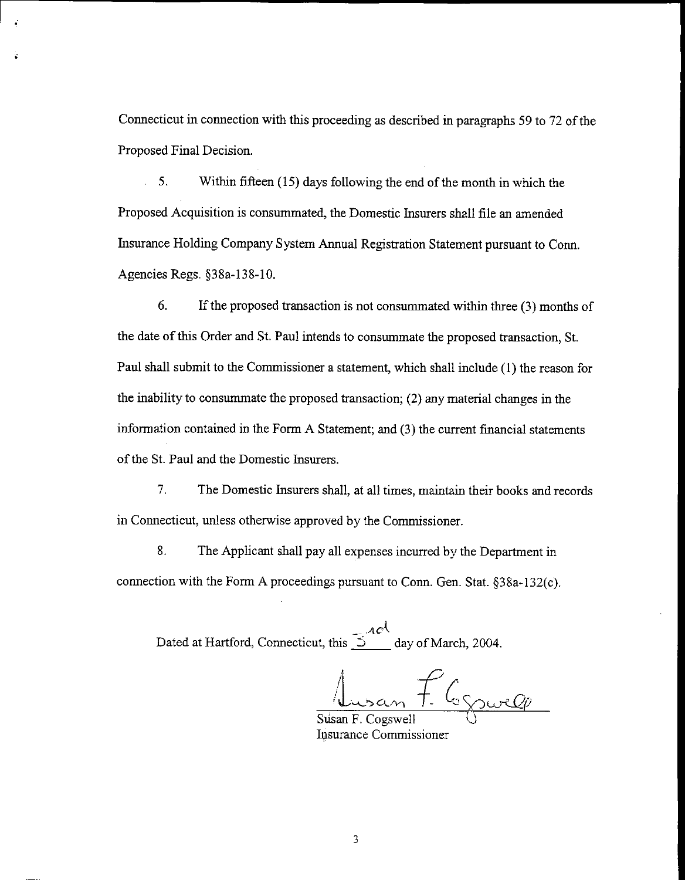Connecticut in connection with this proceeding as described in paragraphs 59 to 72 of the Proposed Final Decision.

5. Within fifteen (15) days following the end of the month in which the Proposed Acquisition is consummated, the Domestic Insurers shall file an amended Insurance Holding Company System Annual Registration Statement pursuant to Conn. Agencies Regs. §38a-138-10.

6. If the proposed transaction is not consummated within three (3) months of the date of this Order and St. Paul intends to consummate the proposed transaction, St. Paul shall submit to the Commissioner a statement, which shall include (1) the reason for the inability to consummate the proposed transaction; (2) any material changes in the information contained in the Form A Statement; and (3) the current financial statements of the St. Paul and the Domestic Insurers.

7. The Domestic Insurers shall, at all times, maintain their books and records in Connecticut, unless otherwise approved by the Commissioner.

8. The Applicant shall pay all expenses incurred by the Department in connection with the Form A proceedings pursuant to Conn. Gen. Stat. §38a-132(c).

Dated at Hartford, Connecticut, this 3rd day of March, 2004.

Susan F. Cogswell
Insurance Commissioner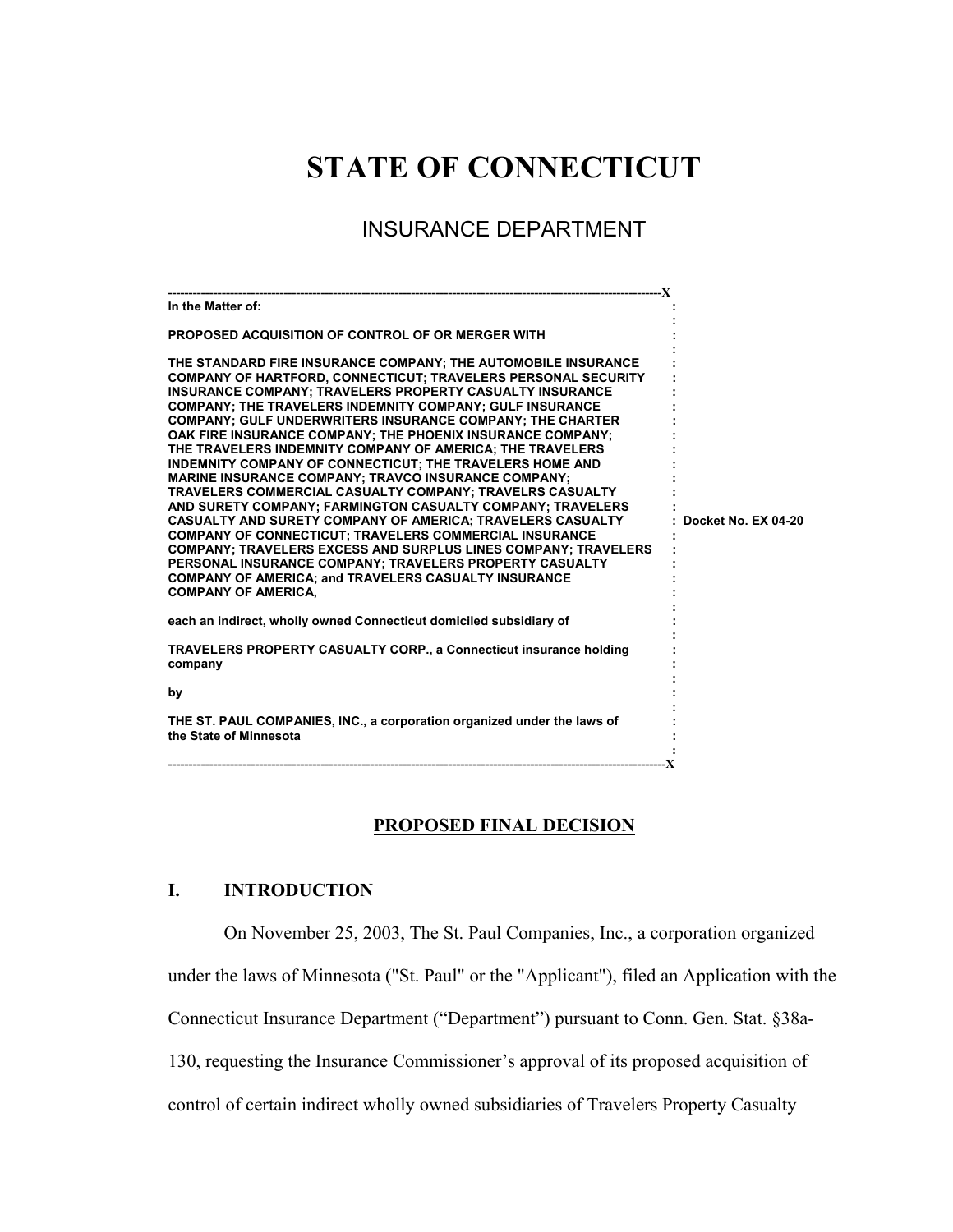# STATE OF CONNECTICUT

## INSURANCE DEPARTMENT

---

**In the Matter of:**

**PROPOSED ACQUISITION OF CONTROL OF OR MERGER WITH**

**THE STANDARD FIRE INSURANCE COMPANY; THE AUTOMOBILE INSURANCE COMPANY OF HARTFORD, CONNECTICUT; TRAVELERS PERSONAL SECURITY INSURANCE COMPANY; TRAVELERS PROPERTY CASUALTY INSURANCE COMPANY; THE TRAVELERS INDEMNITY COMPANY; GULF INSURANCE COMPANY; GULF UNDERWRITERS INSURANCE COMPANY; THE CHARTER OAK FIRE INSURANCE COMPANY; THE PHOENIX INSURANCE COMPANY; THE TRAVELERS INDEMNITY COMPANY OF AMERICA; THE TRAVELERS INDEMNITY COMPANY OF CONNECTICUT; THE TRAVELERS HOME AND MARINE INSURANCE COMPANY; TRAVCO INSURANCE COMPANY; TRAVELERS COMMERCIAL CASUALTY COMPANY; TRAVELRS CASUALTY AND SURETY COMPANY; FARMINGTON CASUALTY COMPANY; TRAVELERS CASUALTY AND SURETY COMPANY OF AMERICA; TRAVELERS CASUALTY COMPANY OF CONNECTICUT; TRAVELERS COMMERCIAL INSURANCE COMPANY; TRAVELERS EXCESS AND SURPLUS LINES COMPANY; TRAVELERS PERSONAL INSURANCE COMPANY; TRAVELERS PROPERTY CASUALTY COMPANY OF AMERICA; and TRAVELERS CASUALTY INSURANCE COMPANY OF AMERICA,**

**each an indirect, wholly owned Connecticut domiciled subsidiary of**

**TRAVELERS PROPERTY CASUALTY CORP., a Connecticut insurance holding company**

**by**

**THE ST. PAUL COMPANIES, INC., a corporation organized under the laws of the State of Minnesota**

**Docket No. EX 04-20**

---

## PROPOSED FINAL DECISION

### I. INTRODUCTION

On November 25, 2003, The St. Paul Companies, Inc., a corporation organized under the laws of Minnesota ("St. Paul" or the "Applicant"), filed an Application with the Connecticut Insurance Department ("Department") pursuant to Conn. Gen. Stat. §38a-130, requesting the Insurance Commissioner's approval of its proposed acquisition of control of certain indirect wholly owned subsidiaries of Travelers Property Casualty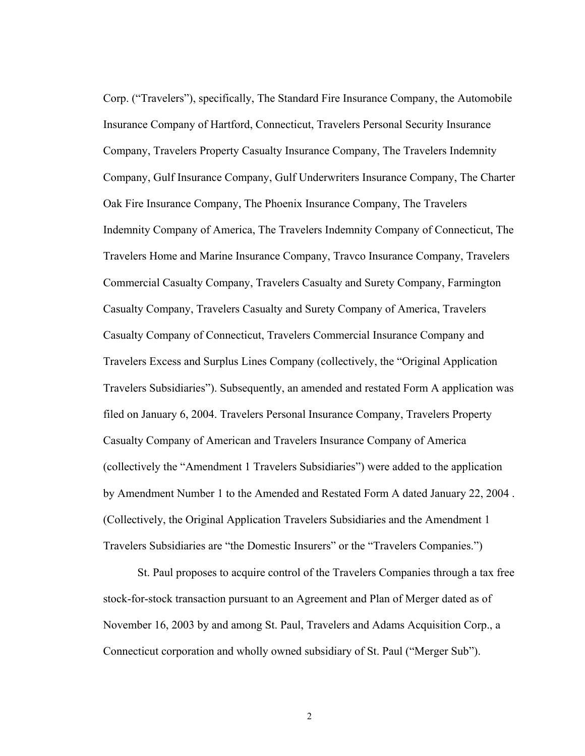Corp. (“Travelers”), specifically, The Standard Fire Insurance Company, the Automobile Insurance Company of Hartford, Connecticut, Travelers Personal Security Insurance Company, Travelers Property Casualty Insurance Company, The Travelers Indemnity Company, Gulf Insurance Company, Gulf Underwriters Insurance Company, The Charter Oak Fire Insurance Company, The Phoenix Insurance Company, The Travelers Indemnity Company of America, The Travelers Indemnity Company of Connecticut, The Travelers Home and Marine Insurance Company, Travco Insurance Company, Travelers Commercial Casualty Company, Travelers Casualty and Surety Company, Farmington Casualty Company, Travelers Casualty and Surety Company of America, Travelers Casualty Company of Connecticut, Travelers Commercial Insurance Company and Travelers Excess and Surplus Lines Company (collectively, the “Original Application Travelers Subsidiaries”). Subsequently, an amended and restated Form A application was filed on January 6, 2004. Travelers Personal Insurance Company, Travelers Property Casualty Company of American and Travelers Insurance Company of America (collectively the “Amendment 1 Travelers Subsidiaries”) were added to the application by Amendment Number 1 to the Amended and Restated Form A dated January 22, 2004 . (Collectively, the Original Application Travelers Subsidiaries and the Amendment 1 Travelers Subsidiaries are “the Domestic Insurers” or the “Travelers Companies.”)

St. Paul proposes to acquire control of the Travelers Companies through a tax free stock-for-stock transaction pursuant to an Agreement and Plan of Merger dated as of November 16, 2003 by and among St. Paul, Travelers and Adams Acquisition Corp., a Connecticut corporation and wholly owned subsidiary of St. Paul (“Merger Sub”).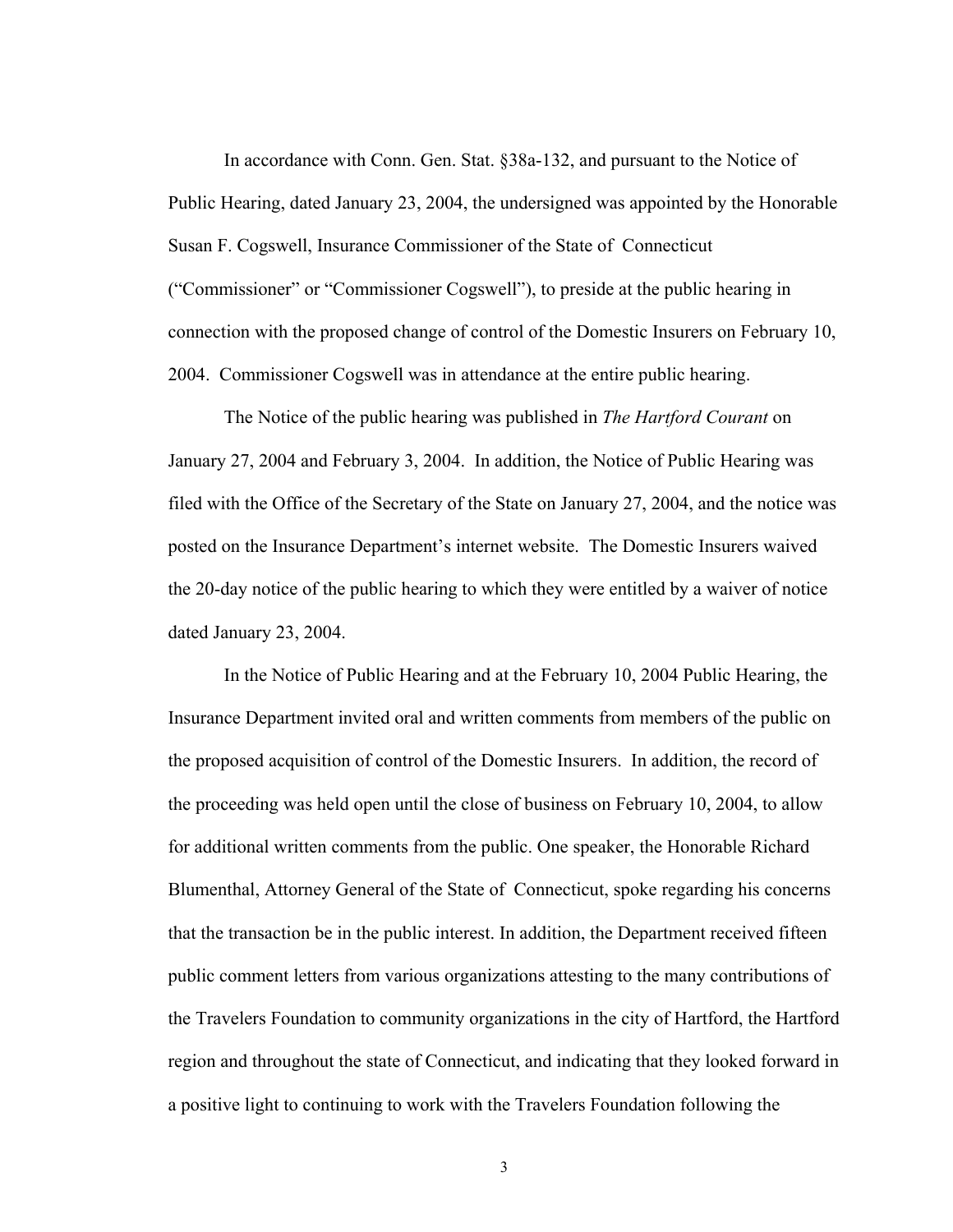In accordance with Conn. Gen. Stat. §38a-132, and pursuant to the Notice of Public Hearing, dated January 23, 2004, the undersigned was appointed by the Honorable Susan F. Cogswell, Insurance Commissioner of the State of Connecticut ("Commissioner" or "Commissioner Cogswell"), to preside at the public hearing in connection with the proposed change of control of the Domestic Insurers on February 10, 2004. Commissioner Cogswell was in attendance at the entire public hearing.

The Notice of the public hearing was published in *The Hartford Courant* on January 27, 2004 and February 3, 2004. In addition, the Notice of Public Hearing was filed with the Office of the Secretary of the State on January 27, 2004, and the notice was posted on the Insurance Department's internet website. The Domestic Insurers waived the 20-day notice of the public hearing to which they were entitled by a waiver of notice dated January 23, 2004.

In the Notice of Public Hearing and at the February 10, 2004 Public Hearing, the Insurance Department invited oral and written comments from members of the public on the proposed acquisition of control of the Domestic Insurers. In addition, the record of the proceeding was held open until the close of business on February 10, 2004, to allow for additional written comments from the public. One speaker, the Honorable Richard Blumenthal, Attorney General of the State of Connecticut, spoke regarding his concerns that the transaction be in the public interest. In addition, the Department received fifteen public comment letters from various organizations attesting to the many contributions of the Travelers Foundation to community organizations in the city of Hartford, the Hartford region and throughout the state of Connecticut, and indicating that they looked forward in a positive light to continuing to work with the Travelers Foundation following the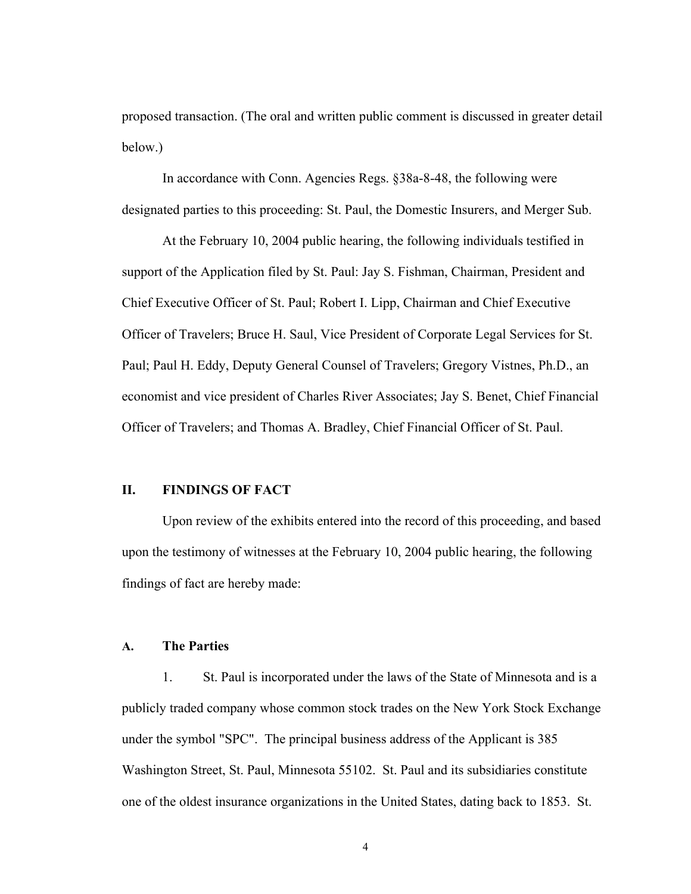proposed transaction. (The oral and written public comment is discussed in greater detail below.)

In accordance with Conn. Agencies Regs. §38a-8-48, the following were designated parties to this proceeding: St. Paul, the Domestic Insurers, and Merger Sub.

At the February 10, 2004 public hearing, the following individuals testified in support of the Application filed by St. Paul: Jay S. Fishman, Chairman, President and Chief Executive Officer of St. Paul; Robert I. Lipp, Chairman and Chief Executive Officer of Travelers; Bruce H. Saul, Vice President of Corporate Legal Services for St. Paul; Paul H. Eddy, Deputy General Counsel of Travelers; Gregory Vistnes, Ph.D., an economist and vice president of Charles River Associates; Jay S. Benet, Chief Financial Officer of Travelers; and Thomas A. Bradley, Chief Financial Officer of St. Paul.

## II. FINDINGS OF FACT

Upon review of the exhibits entered into the record of this proceeding, and based upon the testimony of witnesses at the February 10, 2004 public hearing, the following findings of fact are hereby made:

### A. The Parties

1. St. Paul is incorporated under the laws of the State of Minnesota and is a publicly traded company whose common stock trades on the New York Stock Exchange under the symbol "SPC". The principal business address of the Applicant is 385 Washington Street, St. Paul, Minnesota 55102. St. Paul and its subsidiaries constitute one of the oldest insurance organizations in the United States, dating back to 1853. St.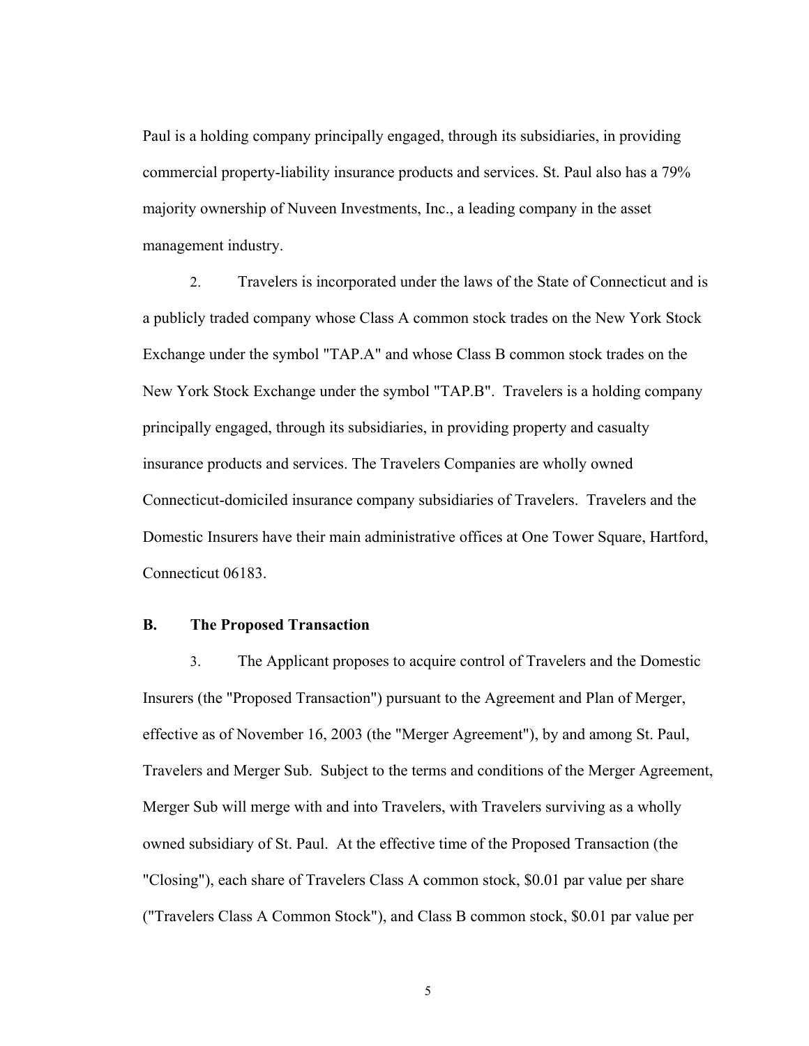Paul is a holding company principally engaged, through its subsidiaries, in providing commercial property-liability insurance products and services. St. Paul also has a 79% majority ownership of Nuveen Investments, Inc., a leading company in the asset management industry.

2. Travelers is incorporated under the laws of the State of Connecticut and is a publicly traded company whose Class A common stock trades on the New York Stock Exchange under the symbol "TAP.A" and whose Class B common stock trades on the New York Stock Exchange under the symbol "TAP.B". Travelers is a holding company principally engaged, through its subsidiaries, in providing property and casualty insurance products and services. The Travelers Companies are wholly owned Connecticut-domiciled insurance company subsidiaries of Travelers. Travelers and the Domestic Insurers have their main administrative offices at One Tower Square, Hartford, Connecticut 06183.

### B. The Proposed Transaction

3. The Applicant proposes to acquire control of Travelers and the Domestic Insurers (the "Proposed Transaction") pursuant to the Agreement and Plan of Merger, effective as of November 16, 2003 (the "Merger Agreement"), by and among St. Paul, Travelers and Merger Sub. Subject to the terms and conditions of the Merger Agreement, Merger Sub will merge with and into Travelers, with Travelers surviving as a wholly owned subsidiary of St. Paul. At the effective time of the Proposed Transaction (the "Closing"), each share of Travelers Class A common stock, $0.01 par value per share ("Travelers Class A Common Stock"), and Class B common stock, $0.01 par value per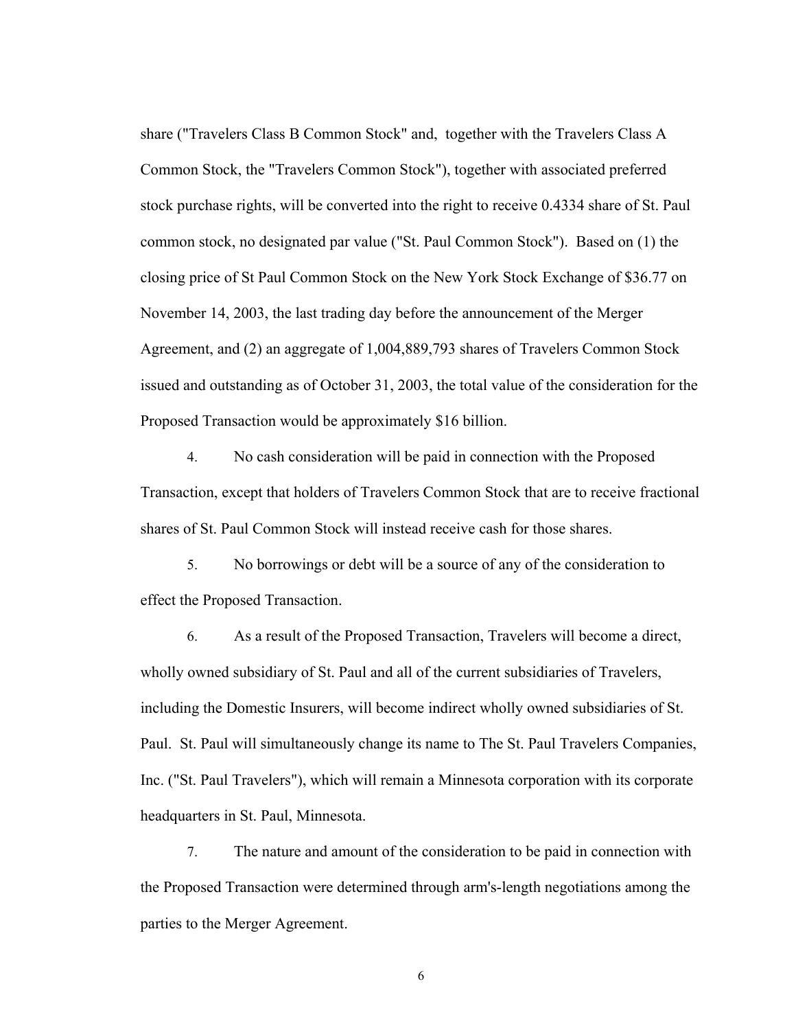share ("Travelers Class B Common Stock" and, together with the Travelers Class A Common Stock, the "Travelers Common Stock"), together with associated preferred stock purchase rights, will be converted into the right to receive 0.4334 share of St. Paul common stock, no designated par value ("St. Paul Common Stock"). Based on (1) the closing price of St Paul Common Stock on the New York Stock Exchange of $36.77 on November 14, 2003, the last trading day before the announcement of the Merger Agreement, and (2) an aggregate of 1,004,889,793 shares of Travelers Common Stock issued and outstanding as of October 31, 2003, the total value of the consideration for the Proposed Transaction would be approximately $16 billion.

4. No cash consideration will be paid in connection with the Proposed Transaction, except that holders of Travelers Common Stock that are to receive fractional shares of St. Paul Common Stock will instead receive cash for those shares.

5. No borrowings or debt will be a source of any of the consideration to effect the Proposed Transaction.

6. As a result of the Proposed Transaction, Travelers will become a direct, wholly owned subsidiary of St. Paul and all of the current subsidiaries of Travelers, including the Domestic Insurers, will become indirect wholly owned subsidiaries of St. Paul. St. Paul will simultaneously change its name to The St. Paul Travelers Companies, Inc. ("St. Paul Travelers"), which will remain a Minnesota corporation with its corporate headquarters in St. Paul, Minnesota.

7. The nature and amount of the consideration to be paid in connection with the Proposed Transaction were determined through arm's-length negotiations among the parties to the Merger Agreement.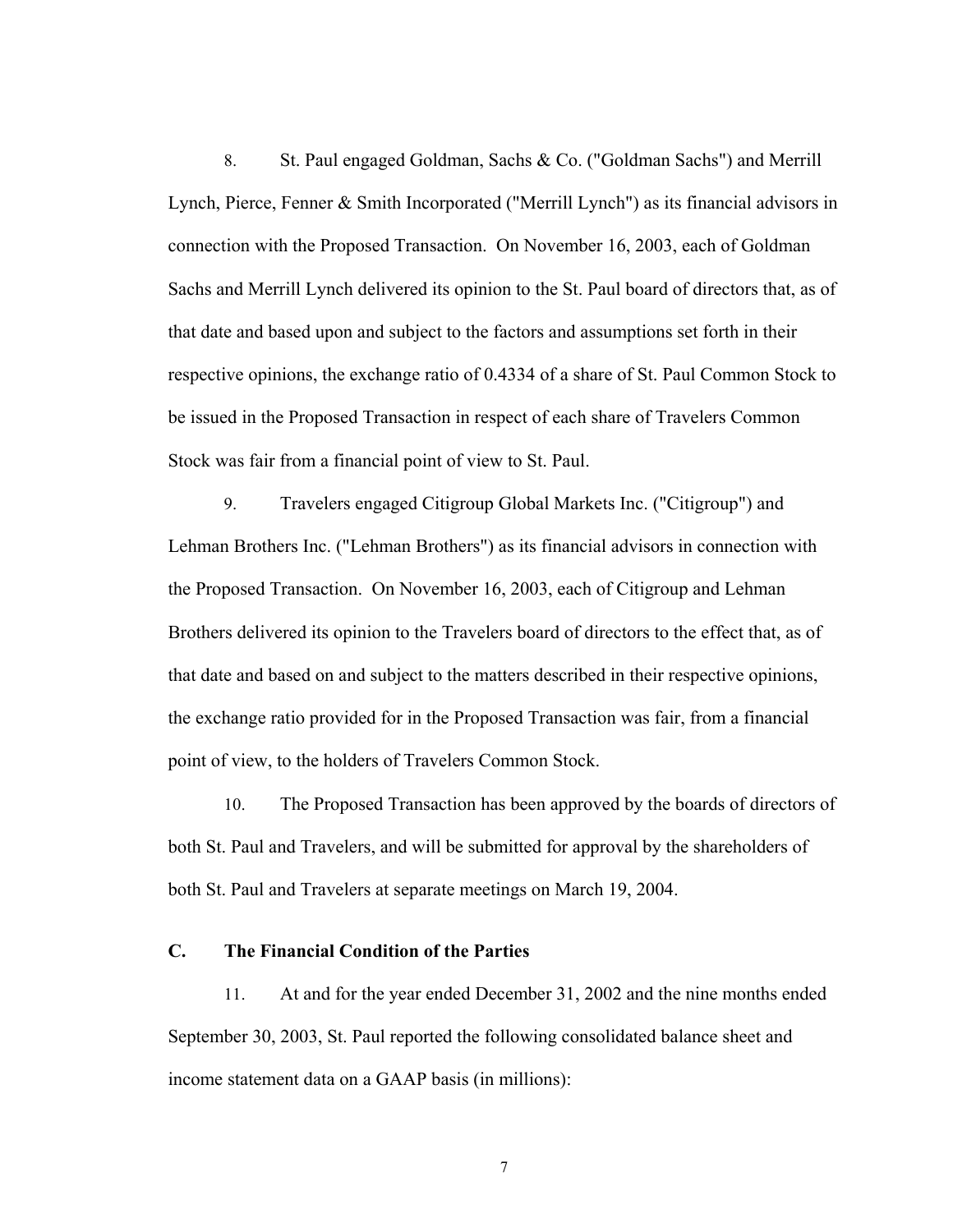8. St. Paul engaged Goldman, Sachs & Co. ("Goldman Sachs") and Merrill Lynch, Pierce, Fenner & Smith Incorporated ("Merrill Lynch") as its financial advisors in connection with the Proposed Transaction. On November 16, 2003, each of Goldman Sachs and Merrill Lynch delivered its opinion to the St. Paul board of directors that, as of that date and based upon and subject to the factors and assumptions set forth in their respective opinions, the exchange ratio of 0.4334 of a share of St. Paul Common Stock to be issued in the Proposed Transaction in respect of each share of Travelers Common Stock was fair from a financial point of view to St. Paul.

9. Travelers engaged Citigroup Global Markets Inc. ("Citigroup") and Lehman Brothers Inc. ("Lehman Brothers") as its financial advisors in connection with the Proposed Transaction. On November 16, 2003, each of Citigroup and Lehman Brothers delivered its opinion to the Travelers board of directors to the effect that, as of that date and based on and subject to the matters described in their respective opinions, the exchange ratio provided for in the Proposed Transaction was fair, from a financial point of view, to the holders of Travelers Common Stock.

10. The Proposed Transaction has been approved by the boards of directors of both St. Paul and Travelers, and will be submitted for approval by the shareholders of both St. Paul and Travelers at separate meetings on March 19, 2004.

## C. The Financial Condition of the Parties

11. At and for the year ended December 31, 2002 and the nine months ended September 30, 2003, St. Paul reported the following consolidated balance sheet and income statement data on a GAAP basis (in millions):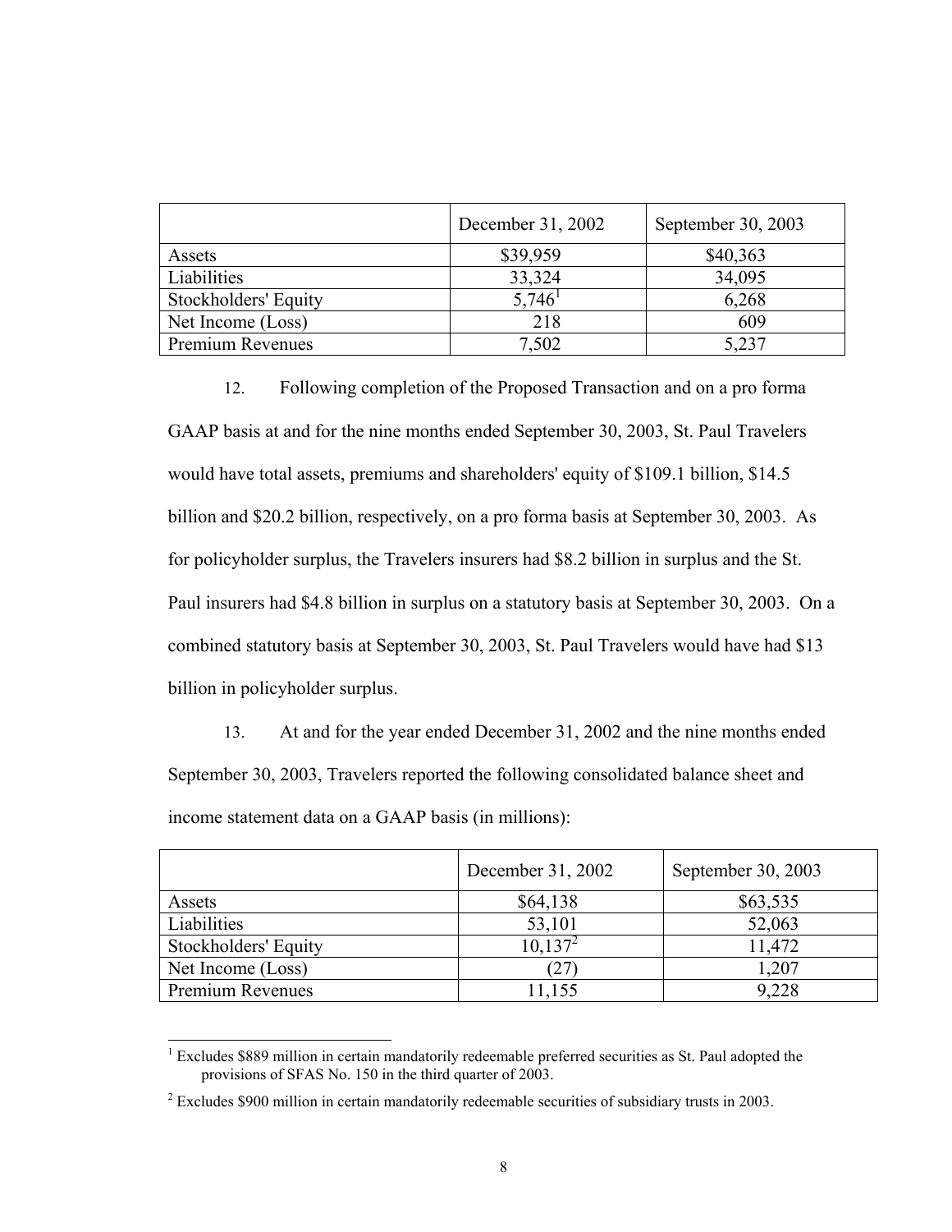| | December 31, 2002 | September 30, 2003 |
|---|---|---|
| Assets | $39,959 | $40,363 |
| Liabilities | 33,324 | 34,095 |
| Stockholders' Equity | 5,746[1] | 6,268 |
| Net Income (Loss) | 218 | 609 |
| Premium Revenues | 7,502 | 5,237 |

12. Following completion of the Proposed Transaction and on a pro forma GAAP basis at and for the nine months ended September 30, 2003, St. Paul Travelers would have total assets, premiums and shareholders' equity of $109.1 billion, $14.5 billion and $20.2 billion, respectively, on a pro forma basis at September 30, 2003. As for policyholder surplus, the Travelers insurers had $8.2 billion in surplus and the St. Paul insurers had $4.8 billion in surplus on a statutory basis at September 30, 2003. On a combined statutory basis at September 30, 2003, St. Paul Travelers would have had $13 billion in policyholder surplus.

13. At and for the year ended December 31, 2002 and the nine months ended September 30, 2003, Travelers reported the following consolidated balance sheet and income statement data on a GAAP basis (in millions):

| | December 31, 2002 | September 30, 2003 |
|---|---|---|
| Assets | $64,138 | $63,535 |
| Liabilities | 53,101 | 52,063 |
| Stockholders' Equity | 10,137[2] | 11,472 |
| Net Income (Loss) | (27) | 1,207 |
| Premium Revenues | 11,155 | 9,228 |

[1] Excludes $889 million in certain mandatorily redeemable preferred securities as St. Paul adopted the provisions of SFAS No. 150 in the third quarter of 2003.

[2] Excludes $900 million in certain mandatorily redeemable securities of subsidiary trusts in 2003.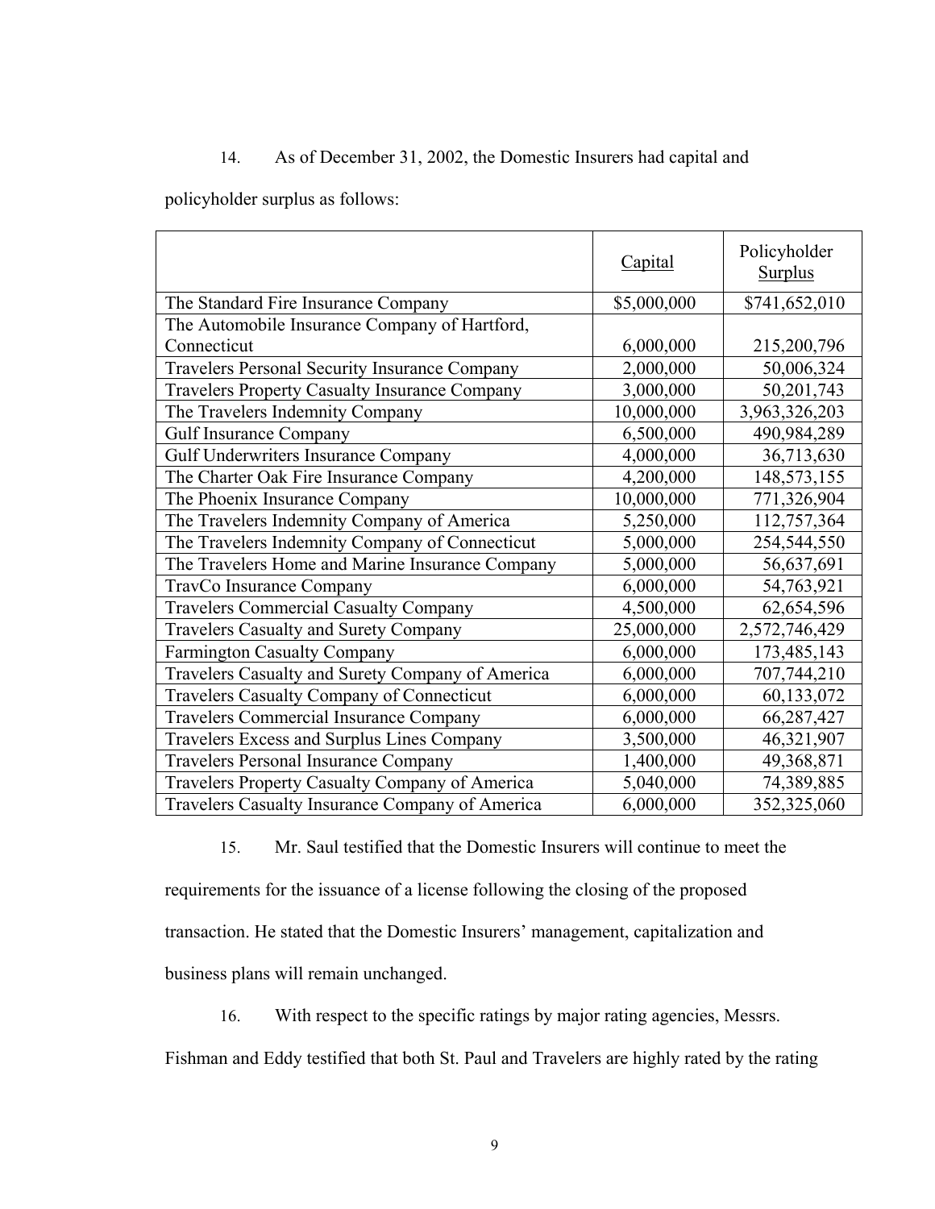14. As of December 31, 2002, the Domestic Insurers had capital and policyholder surplus as follows:

| | Capital | Policyholder Surplus |
|---|---|---|
| The Standard Fire Insurance Company | $5,000,000 | $741,652,010 |
| The Automobile Insurance Company of Hartford, Connecticut | 6,000,000 | 215,200,796 |
| Travelers Personal Security Insurance Company | 2,000,000 | 50,006,324 |
| Travelers Property Casualty Insurance Company | 3,000,000 | 50,201,743 |
| The Travelers Indemnity Company | 10,000,000 | 3,963,326,203 |
| Gulf Insurance Company | 6,500,000 | 490,984,289 |
| Gulf Underwriters Insurance Company | 4,000,000 | 36,713,630 |
| The Charter Oak Fire Insurance Company | 4,200,000 | 148,573,155 |
| The Phoenix Insurance Company | 10,000,000 | 771,326,904 |
| The Travelers Indemnity Company of America | 5,250,000 | 112,757,364 |
| The Travelers Indemnity Company of Connecticut | 5,000,000 | 254,544,550 |
| The Travelers Home and Marine Insurance Company | 5,000,000 | 56,637,691 |
| TravCo Insurance Company | 6,000,000 | 54,763,921 |
| Travelers Commercial Casualty Company | 4,500,000 | 62,654,596 |
| Travelers Casualty and Surety Company | 25,000,000 | 2,572,746,429 |
| Farmington Casualty Company | 6,000,000 | 173,485,143 |
| Travelers Casualty and Surety Company of America | 6,000,000 | 707,744,210 |
| Travelers Casualty Company of Connecticut | 6,000,000 | 60,133,072 |
| Travelers Commercial Insurance Company | 6,000,000 | 66,287,427 |
| Travelers Excess and Surplus Lines Company | 3,500,000 | 46,321,907 |
| Travelers Personal Insurance Company | 1,400,000 | 49,368,871 |
| Travelers Property Casualty Company of America | 5,040,000 | 74,389,885 |
| Travelers Casualty Insurance Company of America | 6,000,000 | 352,325,060 |

15. Mr. Saul testified that the Domestic Insurers will continue to meet the requirements for the issuance of a license following the closing of the proposed transaction. He stated that the Domestic Insurers' management, capitalization and business plans will remain unchanged.

16. With respect to the specific ratings by major rating agencies, Messrs. Fishman and Eddy testified that both St. Paul and Travelers are highly rated by the rating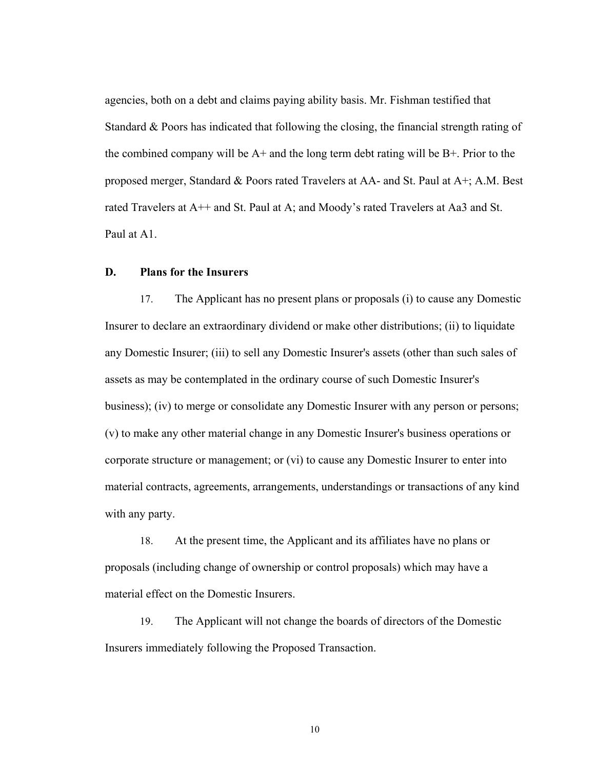agencies, both on a debt and claims paying ability basis. Mr. Fishman testified that Standard & Poors has indicated that following the closing, the financial strength rating of the combined company will be A+ and the long term debt rating will be B+. Prior to the proposed merger, Standard & Poors rated Travelers at AA- and St. Paul at A+; A.M. Best rated Travelers at A++ and St. Paul at A; and Moody's rated Travelers at Aa3 and St. Paul at A1.

### D. Plans for the Insurers

17. The Applicant has no present plans or proposals (i) to cause any Domestic Insurer to declare an extraordinary dividend or make other distributions; (ii) to liquidate any Domestic Insurer; (iii) to sell any Domestic Insurer's assets (other than such sales of assets as may be contemplated in the ordinary course of such Domestic Insurer's business); (iv) to merge or consolidate any Domestic Insurer with any person or persons; (v) to make any other material change in any Domestic Insurer's business operations or corporate structure or management; or (vi) to cause any Domestic Insurer to enter into material contracts, agreements, arrangements, understandings or transactions of any kind with any party.

18. At the present time, the Applicant and its affiliates have no plans or proposals (including change of ownership or control proposals) which may have a material effect on the Domestic Insurers.

19. The Applicant will not change the boards of directors of the Domestic Insurers immediately following the Proposed Transaction.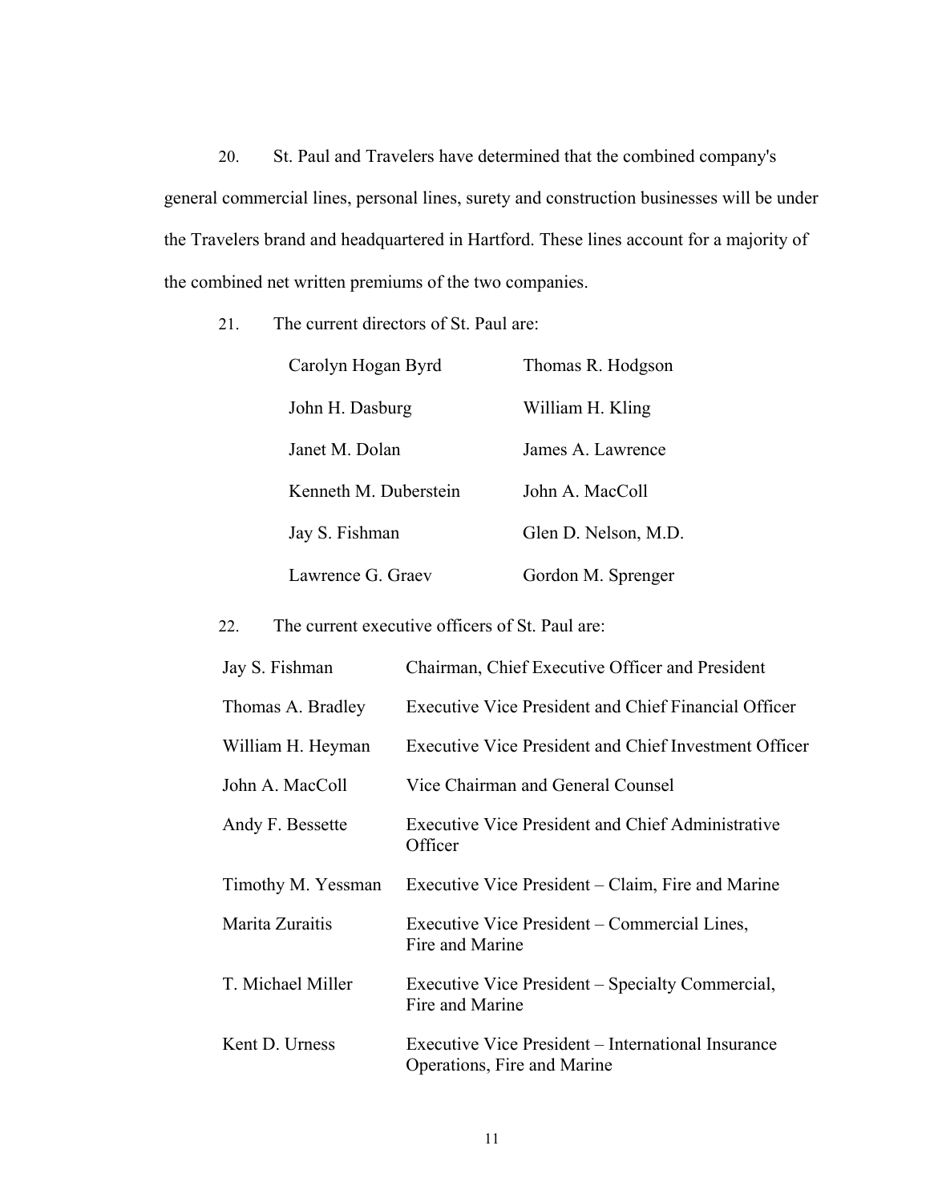20. St. Paul and Travelers have determined that the combined company's general commercial lines, personal lines, surety and construction businesses will be under the Travelers brand and headquartered in Hartford. These lines account for a majority of the combined net written premiums of the two companies.

21. The current directors of St. Paul are:

| | |
|---|---|
| Carolyn Hogan Byrd | Thomas R. Hodgson |
| John H. Dasburg | William H. Kling |
| Janet M. Dolan | James A. Lawrence |
| Kenneth M. Duberstein | John A. MacColl |
| Jay S. Fishman | Glen D. Nelson, M.D. |
| Lawrence G. Graev | Gordon M. Sprenger |

22. The current executive officers of St. Paul are:

| | |
|---|---|
| Jay S. Fishman | Chairman, Chief Executive Officer and President |
| Thomas A. Bradley | Executive Vice President and Chief Financial Officer |
| William H. Heyman | Executive Vice President and Chief Investment Officer |
| John A. MacColl | Vice Chairman and General Counsel |
| Andy F. Bessette | Executive Vice President and Chief Administrative Officer |
| Timothy M. Yessman | Executive Vice President – Claim, Fire and Marine |
| Marita Zuraitis | Executive Vice President – Commercial Lines, Fire and Marine |
| T. Michael Miller | Executive Vice President – Specialty Commercial, Fire and Marine |
| Kent D. Urness | Executive Vice President – International Insurance Operations, Fire and Marine |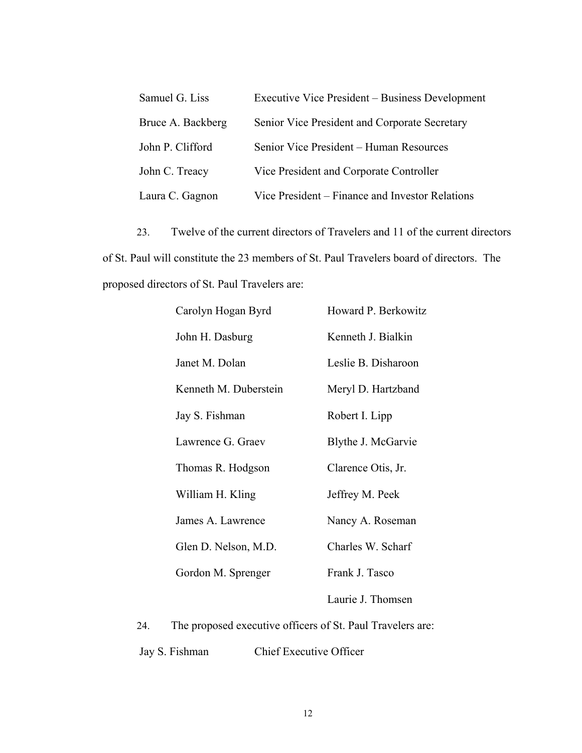| | |
|---|---|
| Samuel G. Liss | Executive Vice President – Business Development |
| Bruce A. Backberg | Senior Vice President and Corporate Secretary |
| John P. Clifford | Senior Vice President – Human Resources |
| John C. Treacy | Vice President and Corporate Controller |
| Laura C. Gagnon | Vice President – Finance and Investor Relations |

23. Twelve of the current directors of Travelers and 11 of the current directors of St. Paul will constitute the 23 members of St. Paul Travelers board of directors. The proposed directors of St. Paul Travelers are:

| | |
|---|---|
| Carolyn Hogan Byrd | Howard P. Berkowitz |
| John H. Dasburg | Kenneth J. Bialkin |
| Janet M. Dolan | Leslie B. Disharoon |
| Kenneth M. Duberstein | Meryl D. Hartzband |
| Jay S. Fishman | Robert I. Lipp |
| Lawrence G. Graev | Blythe J. McGarvie |
| Thomas R. Hodgson | Clarence Otis, Jr. |
| William H. Kling | Jeffrey M. Peek |
| James A. Lawrence | Nancy A. Roseman |
| Glen D. Nelson, M.D. | Charles W. Scharf |
| Gordon M. Sprenger | Frank J. Tasco |
| | Laurie J. Thomsen |

24. The proposed executive officers of St. Paul Travelers are:

| | |
|---|---|
| Jay S. Fishman | Chief Executive Officer |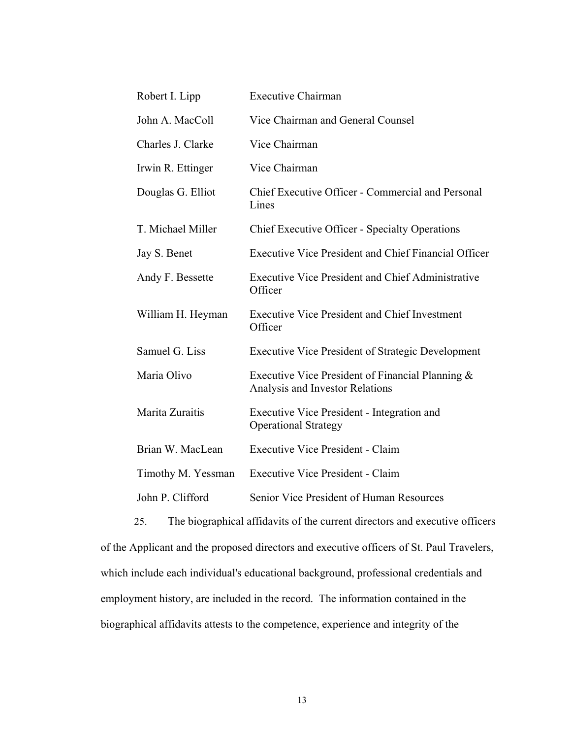| | |
|---|---|
| Robert I. Lipp | Executive Chairman |
| John A. MacColl | Vice Chairman and General Counsel |
| Charles J. Clarke | Vice Chairman |
| Irwin R. Ettinger | Vice Chairman |
| Douglas G. Elliot | Chief Executive Officer - Commercial and Personal Lines |
| T. Michael Miller | Chief Executive Officer - Specialty Operations |
| Jay S. Benet | Executive Vice President and Chief Financial Officer |
| Andy F. Bessette | Executive Vice President and Chief Administrative Officer |
| William H. Heyman | Executive Vice President and Chief Investment Officer |
| Samuel G. Liss | Executive Vice President of Strategic Development |
| Maria Olivo | Executive Vice President of Financial Planning & Analysis and Investor Relations |
| Marita Zuraitis | Executive Vice President - Integration and Operational Strategy |
| Brian W. MacLean | Executive Vice President - Claim |
| Timothy M. Yessman | Executive Vice President - Claim |
| John P. Clifford | Senior Vice President of Human Resources |

25. The biographical affidavits of the current directors and executive officers of the Applicant and the proposed directors and executive officers of St. Paul Travelers, which include each individual's educational background, professional credentials and employment history, are included in the record. The information contained in the biographical affidavits attests to the competence, experience and integrity of the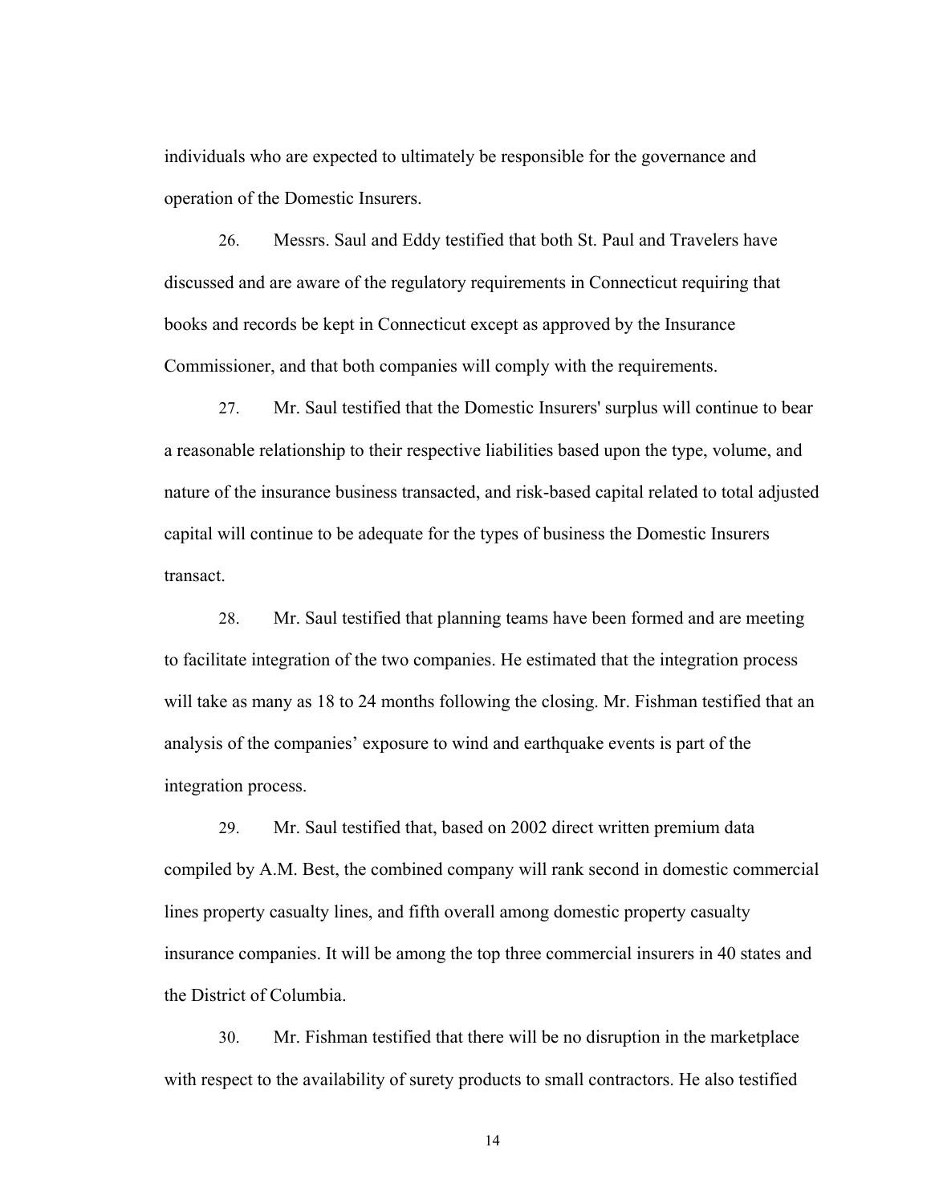individuals who are expected to ultimately be responsible for the governance and operation of the Domestic Insurers.

26. Messrs. Saul and Eddy testified that both St. Paul and Travelers have discussed and are aware of the regulatory requirements in Connecticut requiring that books and records be kept in Connecticut except as approved by the Insurance Commissioner, and that both companies will comply with the requirements.

27. Mr. Saul testified that the Domestic Insurers' surplus will continue to bear a reasonable relationship to their respective liabilities based upon the type, volume, and nature of the insurance business transacted, and risk-based capital related to total adjusted capital will continue to be adequate for the types of business the Domestic Insurers transact.

28. Mr. Saul testified that planning teams have been formed and are meeting to facilitate integration of the two companies. He estimated that the integration process will take as many as 18 to 24 months following the closing. Mr. Fishman testified that an analysis of the companies' exposure to wind and earthquake events is part of the integration process.

29. Mr. Saul testified that, based on 2002 direct written premium data compiled by A.M. Best, the combined company will rank second in domestic commercial lines property casualty lines, and fifth overall among domestic property casualty insurance companies. It will be among the top three commercial insurers in 40 states and the District of Columbia.

30. Mr. Fishman testified that there will be no disruption in the marketplace with respect to the availability of surety products to small contractors. He also testified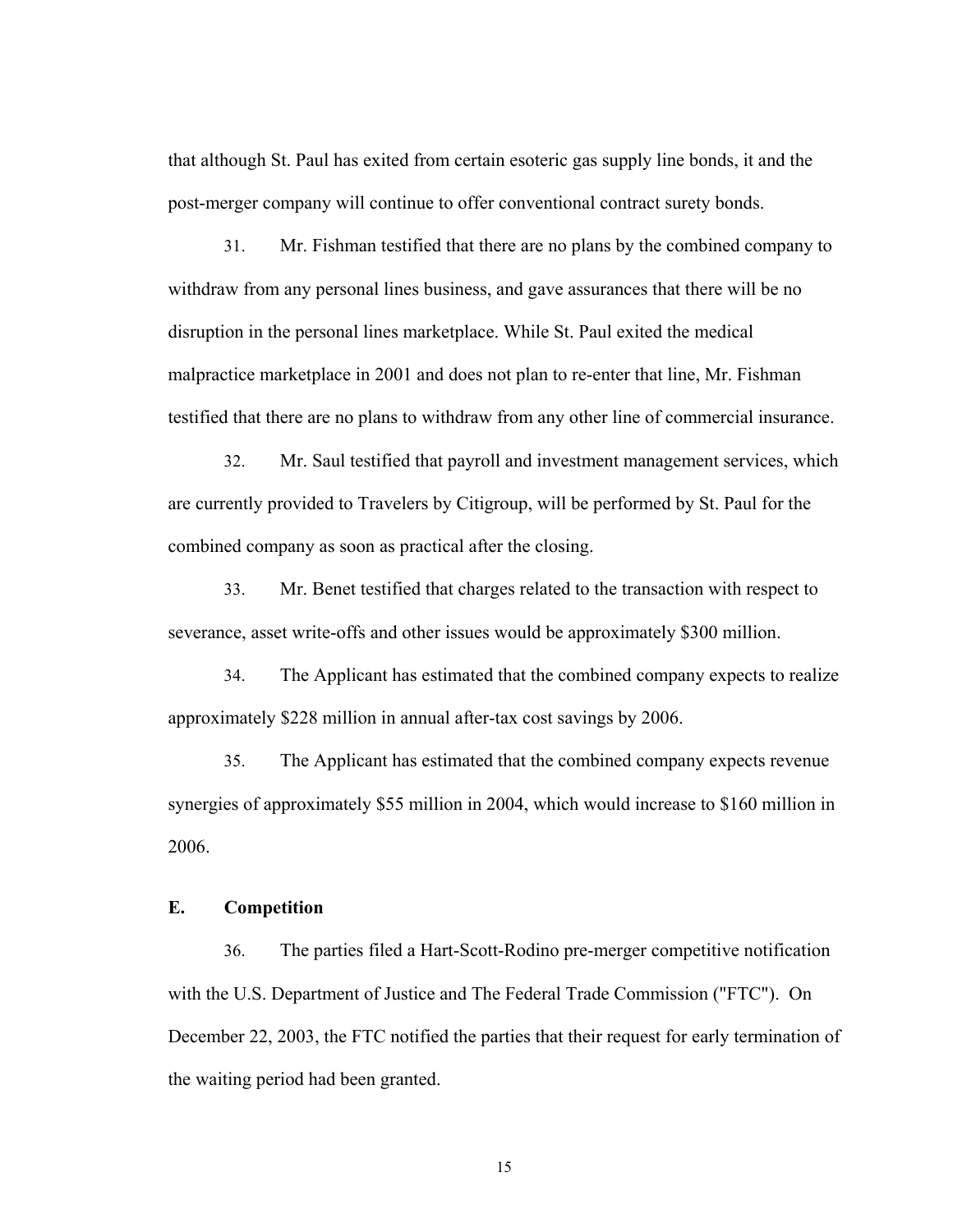that although St. Paul has exited from certain esoteric gas supply line bonds, it and the post-merger company will continue to offer conventional contract surety bonds.

31. Mr. Fishman testified that there are no plans by the combined company to withdraw from any personal lines business, and gave assurances that there will be no disruption in the personal lines marketplace. While St. Paul exited the medical malpractice marketplace in 2001 and does not plan to re-enter that line, Mr. Fishman testified that there are no plans to withdraw from any other line of commercial insurance.

32. Mr. Saul testified that payroll and investment management services, which are currently provided to Travelers by Citigroup, will be performed by St. Paul for the combined company as soon as practical after the closing.

33. Mr. Benet testified that charges related to the transaction with respect to severance, asset write-offs and other issues would be approximately $300 million.

34. The Applicant has estimated that the combined company expects to realize approximately $228 million in annual after-tax cost savings by 2006.

35. The Applicant has estimated that the combined company expects revenue synergies of approximately $55 million in 2004, which would increase to $160 million in 2006.

## E. Competition

36. The parties filed a Hart-Scott-Rodino pre-merger competitive notification with the U.S. Department of Justice and The Federal Trade Commission ("FTC"). On December 22, 2003, the FTC notified the parties that their request for early termination of the waiting period had been granted.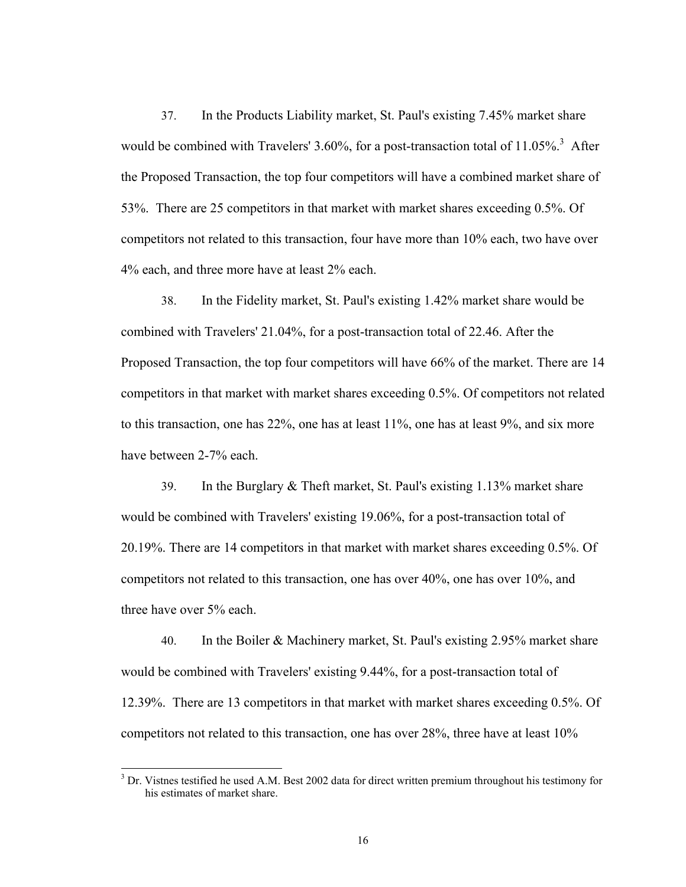37. In the Products Liability market, St. Paul's existing 7.45% market share would be combined with Travelers' 3.60%, for a post-transaction total of 11.05%.[3] After the Proposed Transaction, the top four competitors will have a combined market share of 53%. There are 25 competitors in that market with market shares exceeding 0.5%. Of competitors not related to this transaction, four have more than 10% each, two have over 4% each, and three more have at least 2% each.

38. In the Fidelity market, St. Paul's existing 1.42% market share would be combined with Travelers' 21.04%, for a post-transaction total of 22.46. After the Proposed Transaction, the top four competitors will have 66% of the market. There are 14 competitors in that market with market shares exceeding 0.5%. Of competitors not related to this transaction, one has 22%, one has at least 11%, one has at least 9%, and six more have between 2-7% each.

39. In the Burglary & Theft market, St. Paul's existing 1.13% market share would be combined with Travelers' existing 19.06%, for a post-transaction total of 20.19%. There are 14 competitors in that market with market shares exceeding 0.5%. Of competitors not related to this transaction, one has over 40%, one has over 10%, and three have over 5% each.

40. In the Boiler & Machinery market, St. Paul's existing 2.95% market share would be combined with Travelers' existing 9.44%, for a post-transaction total of 12.39%. There are 13 competitors in that market with market shares exceeding 0.5%. Of competitors not related to this transaction, one has over 28%, three have at least 10%

[3] Dr. Vistnes testified he used A.M. Best 2002 data for direct written premium throughout his testimony for his estimates of market share.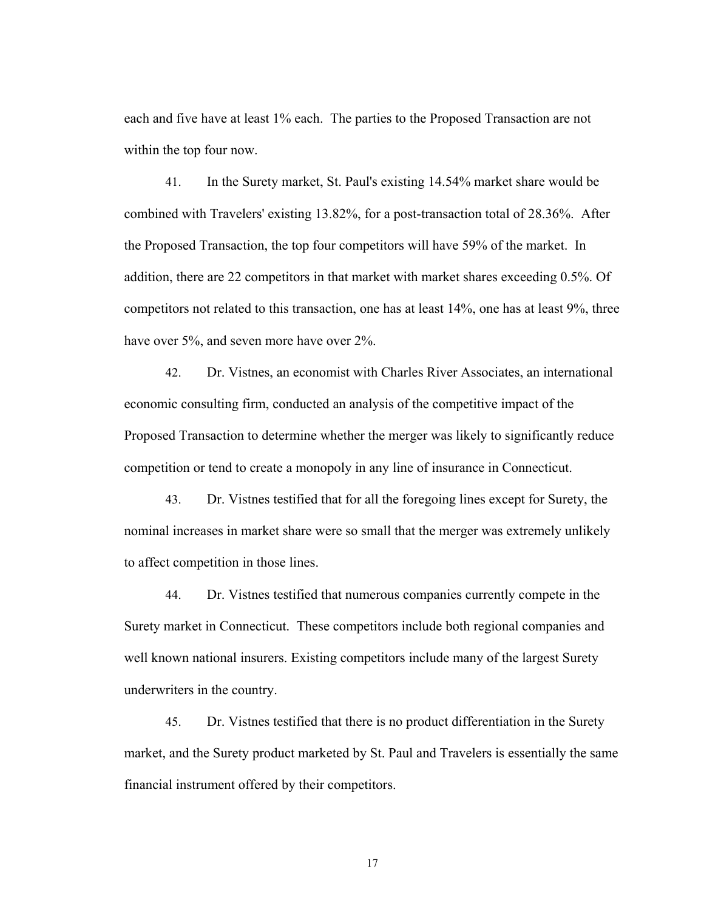each and five have at least 1% each. The parties to the Proposed Transaction are not within the top four now.

41. In the Surety market, St. Paul's existing 14.54% market share would be combined with Travelers' existing 13.82%, for a post-transaction total of 28.36%. After the Proposed Transaction, the top four competitors will have 59% of the market. In addition, there are 22 competitors in that market with market shares exceeding 0.5%. Of competitors not related to this transaction, one has at least 14%, one has at least 9%, three have over 5%, and seven more have over 2%.

42. Dr. Vistnes, an economist with Charles River Associates, an international economic consulting firm, conducted an analysis of the competitive impact of the Proposed Transaction to determine whether the merger was likely to significantly reduce competition or tend to create a monopoly in any line of insurance in Connecticut.

43. Dr. Vistnes testified that for all the foregoing lines except for Surety, the nominal increases in market share were so small that the merger was extremely unlikely to affect competition in those lines.

44. Dr. Vistnes testified that numerous companies currently compete in the Surety market in Connecticut. These competitors include both regional companies and well known national insurers. Existing competitors include many of the largest Surety underwriters in the country.

45. Dr. Vistnes testified that there is no product differentiation in the Surety market, and the Surety product marketed by St. Paul and Travelers is essentially the same financial instrument offered by their competitors.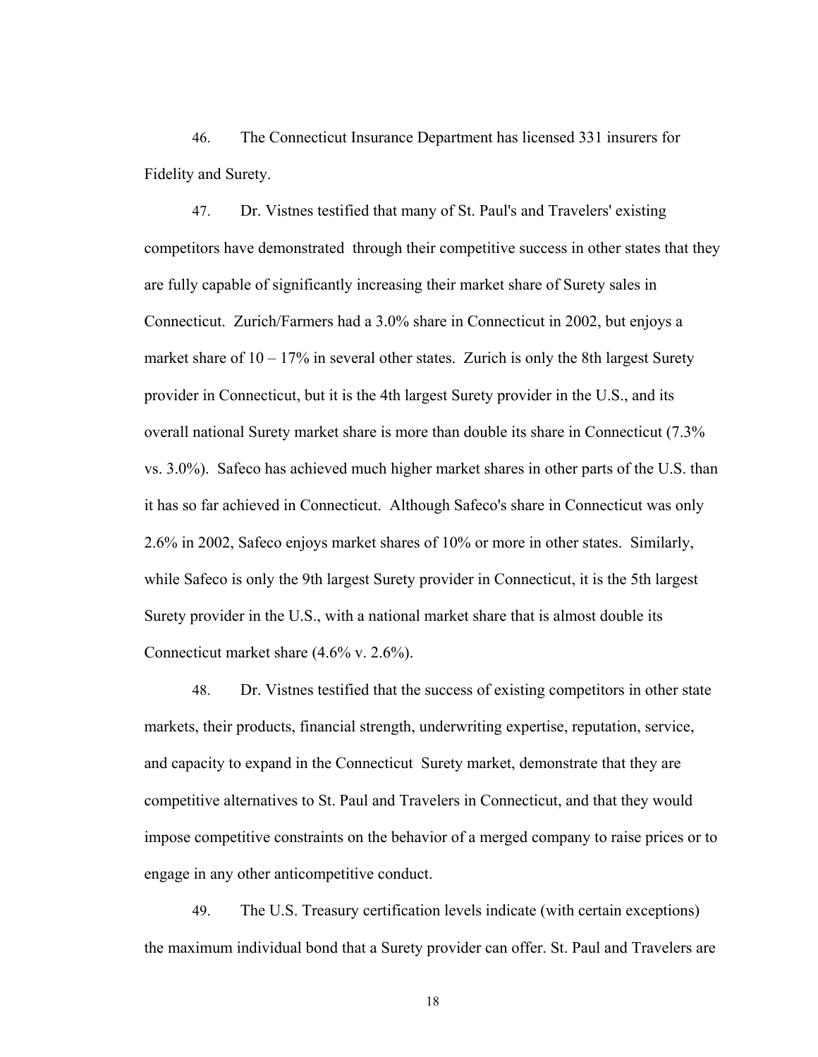46. The Connecticut Insurance Department has licensed 331 insurers for Fidelity and Surety.

47. Dr. Vistnes testified that many of St. Paul's and Travelers' existing competitors have demonstrated through their competitive success in other states that they are fully capable of significantly increasing their market share of Surety sales in Connecticut. Zurich/Farmers had a 3.0% share in Connecticut in 2002, but enjoys a market share of 10 – 17% in several other states. Zurich is only the 8th largest Surety provider in Connecticut, but it is the 4th largest Surety provider in the U.S., and its overall national Surety market share is more than double its share in Connecticut (7.3% vs. 3.0%). Safeco has achieved much higher market shares in other parts of the U.S. than it has so far achieved in Connecticut. Although Safeco's share in Connecticut was only 2.6% in 2002, Safeco enjoys market shares of 10% or more in other states. Similarly, while Safeco is only the 9th largest Surety provider in Connecticut, it is the 5th largest Surety provider in the U.S., with a national market share that is almost double its Connecticut market share (4.6% v. 2.6%).

48. Dr. Vistnes testified that the success of existing competitors in other state markets, their products, financial strength, underwriting expertise, reputation, service, and capacity to expand in the Connecticut Surety market, demonstrate that they are competitive alternatives to St. Paul and Travelers in Connecticut, and that they would impose competitive constraints on the behavior of a merged company to raise prices or to engage in any other anticompetitive conduct.

49. The U.S. Treasury certification levels indicate (with certain exceptions) the maximum individual bond that a Surety provider can offer. St. Paul and Travelers are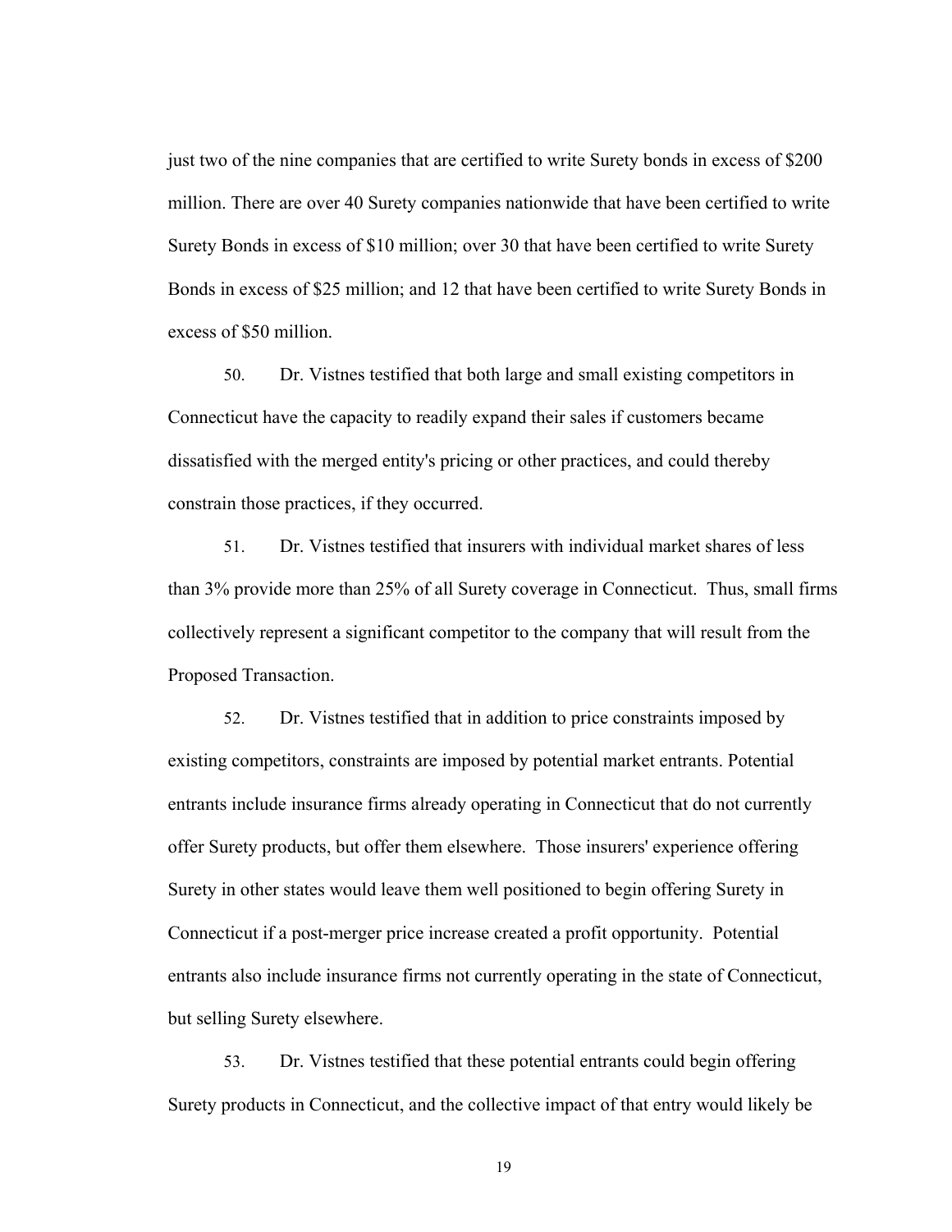just two of the nine companies that are certified to write Surety bonds in excess of $200 million. There are over 40 Surety companies nationwide that have been certified to write Surety Bonds in excess of $10 million; over 30 that have been certified to write Surety Bonds in excess of $25 million; and 12 that have been certified to write Surety Bonds in excess of $50 million.

50. Dr. Vistnes testified that both large and small existing competitors in Connecticut have the capacity to readily expand their sales if customers became dissatisfied with the merged entity's pricing or other practices, and could thereby constrain those practices, if they occurred.

51. Dr. Vistnes testified that insurers with individual market shares of less than 3% provide more than 25% of all Surety coverage in Connecticut. Thus, small firms collectively represent a significant competitor to the company that will result from the Proposed Transaction.

52. Dr. Vistnes testified that in addition to price constraints imposed by existing competitors, constraints are imposed by potential market entrants. Potential entrants include insurance firms already operating in Connecticut that do not currently offer Surety products, but offer them elsewhere. Those insurers' experience offering Surety in other states would leave them well positioned to begin offering Surety in Connecticut if a post-merger price increase created a profit opportunity. Potential entrants also include insurance firms not currently operating in the state of Connecticut, but selling Surety elsewhere.

53. Dr. Vistnes testified that these potential entrants could begin offering Surety products in Connecticut, and the collective impact of that entry would likely be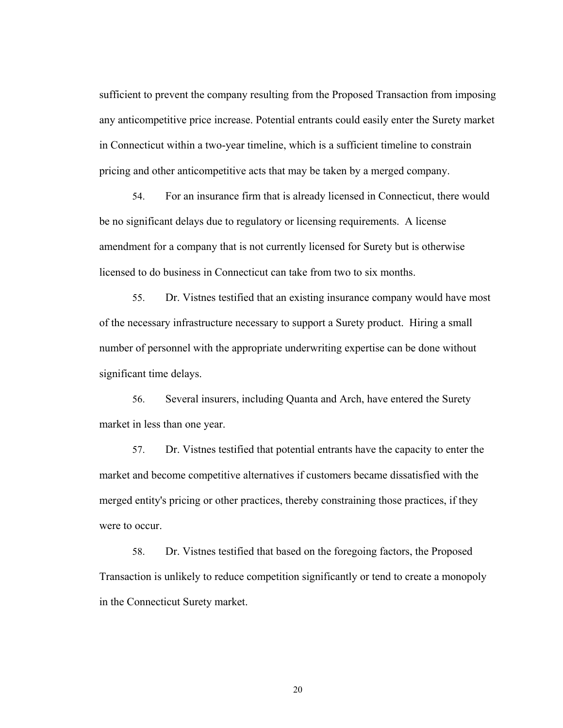sufficient to prevent the company resulting from the Proposed Transaction from imposing any anticompetitive price increase. Potential entrants could easily enter the Surety market in Connecticut within a two-year timeline, which is a sufficient timeline to constrain pricing and other anticompetitive acts that may be taken by a merged company.

54. For an insurance firm that is already licensed in Connecticut, there would be no significant delays due to regulatory or licensing requirements. A license amendment for a company that is not currently licensed for Surety but is otherwise licensed to do business in Connecticut can take from two to six months.

55. Dr. Vistnes testified that an existing insurance company would have most of the necessary infrastructure necessary to support a Surety product. Hiring a small number of personnel with the appropriate underwriting expertise can be done without significant time delays.

56. Several insurers, including Quanta and Arch, have entered the Surety market in less than one year.

57. Dr. Vistnes testified that potential entrants have the capacity to enter the market and become competitive alternatives if customers became dissatisfied with the merged entity's pricing or other practices, thereby constraining those practices, if they were to occur.

58. Dr. Vistnes testified that based on the foregoing factors, the Proposed Transaction is unlikely to reduce competition significantly or tend to create a monopoly in the Connecticut Surety market.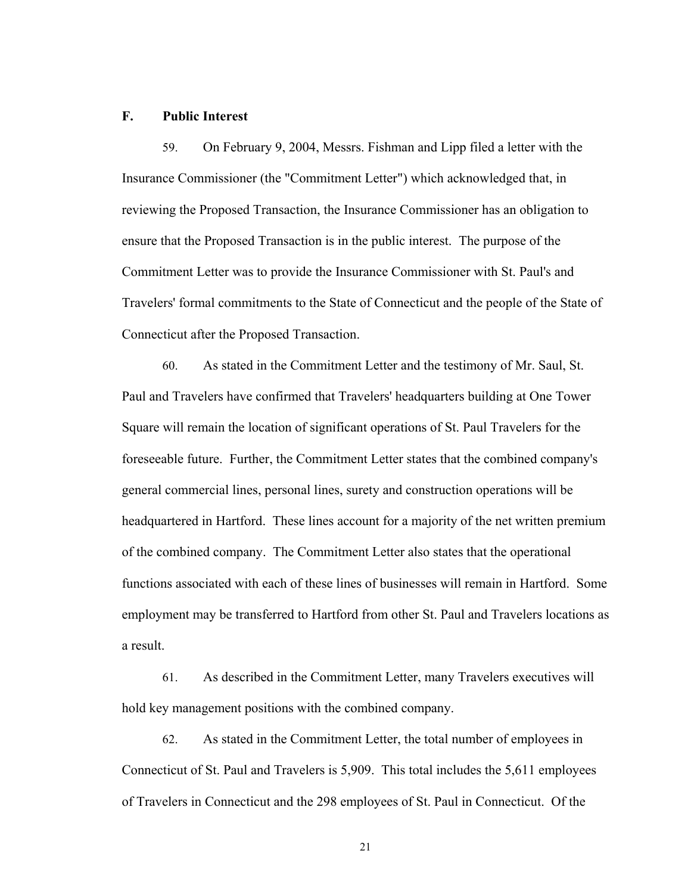### F. Public Interest

59. On February 9, 2004, Messrs. Fishman and Lipp filed a letter with the Insurance Commissioner (the "Commitment Letter") which acknowledged that, in reviewing the Proposed Transaction, the Insurance Commissioner has an obligation to ensure that the Proposed Transaction is in the public interest. The purpose of the Commitment Letter was to provide the Insurance Commissioner with St. Paul's and Travelers' formal commitments to the State of Connecticut and the people of the State of Connecticut after the Proposed Transaction.

60. As stated in the Commitment Letter and the testimony of Mr. Saul, St. Paul and Travelers have confirmed that Travelers' headquarters building at One Tower Square will remain the location of significant operations of St. Paul Travelers for the foreseeable future. Further, the Commitment Letter states that the combined company's general commercial lines, personal lines, surety and construction operations will be headquartered in Hartford. These lines account for a majority of the net written premium of the combined company. The Commitment Letter also states that the operational functions associated with each of these lines of businesses will remain in Hartford. Some employment may be transferred to Hartford from other St. Paul and Travelers locations as a result.

61. As described in the Commitment Letter, many Travelers executives will hold key management positions with the combined company.

62. As stated in the Commitment Letter, the total number of employees in Connecticut of St. Paul and Travelers is 5,909. This total includes the 5,611 employees of Travelers in Connecticut and the 298 employees of St. Paul in Connecticut. Of the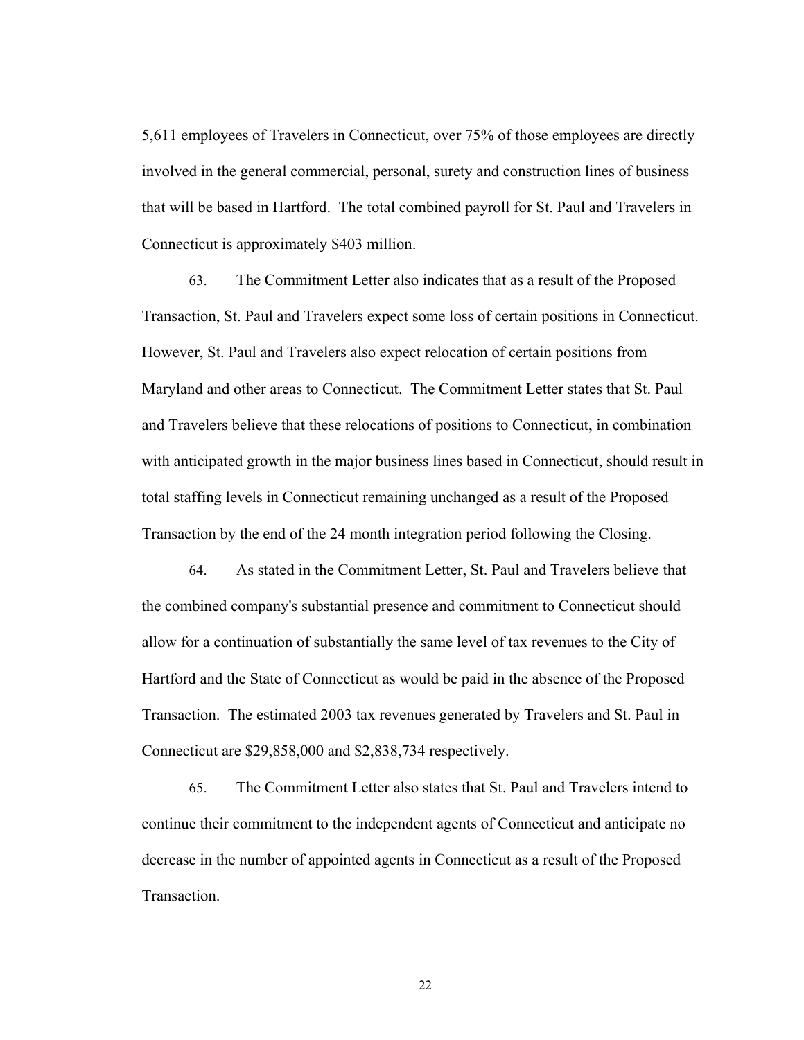5,611 employees of Travelers in Connecticut, over 75% of those employees are directly involved in the general commercial, personal, surety and construction lines of business that will be based in Hartford. The total combined payroll for St. Paul and Travelers in Connecticut is approximately $403 million.

63. The Commitment Letter also indicates that as a result of the Proposed Transaction, St. Paul and Travelers expect some loss of certain positions in Connecticut. However, St. Paul and Travelers also expect relocation of certain positions from Maryland and other areas to Connecticut. The Commitment Letter states that St. Paul and Travelers believe that these relocations of positions to Connecticut, in combination with anticipated growth in the major business lines based in Connecticut, should result in total staffing levels in Connecticut remaining unchanged as a result of the Proposed Transaction by the end of the 24 month integration period following the Closing.

64. As stated in the Commitment Letter, St. Paul and Travelers believe that the combined company's substantial presence and commitment to Connecticut should allow for a continuation of substantially the same level of tax revenues to the City of Hartford and the State of Connecticut as would be paid in the absence of the Proposed Transaction. The estimated 2003 tax revenues generated by Travelers and St. Paul in Connecticut are $29,858,000 and $2,838,734 respectively.

65. The Commitment Letter also states that St. Paul and Travelers intend to continue their commitment to the independent agents of Connecticut and anticipate no decrease in the number of appointed agents in Connecticut as a result of the Proposed Transaction.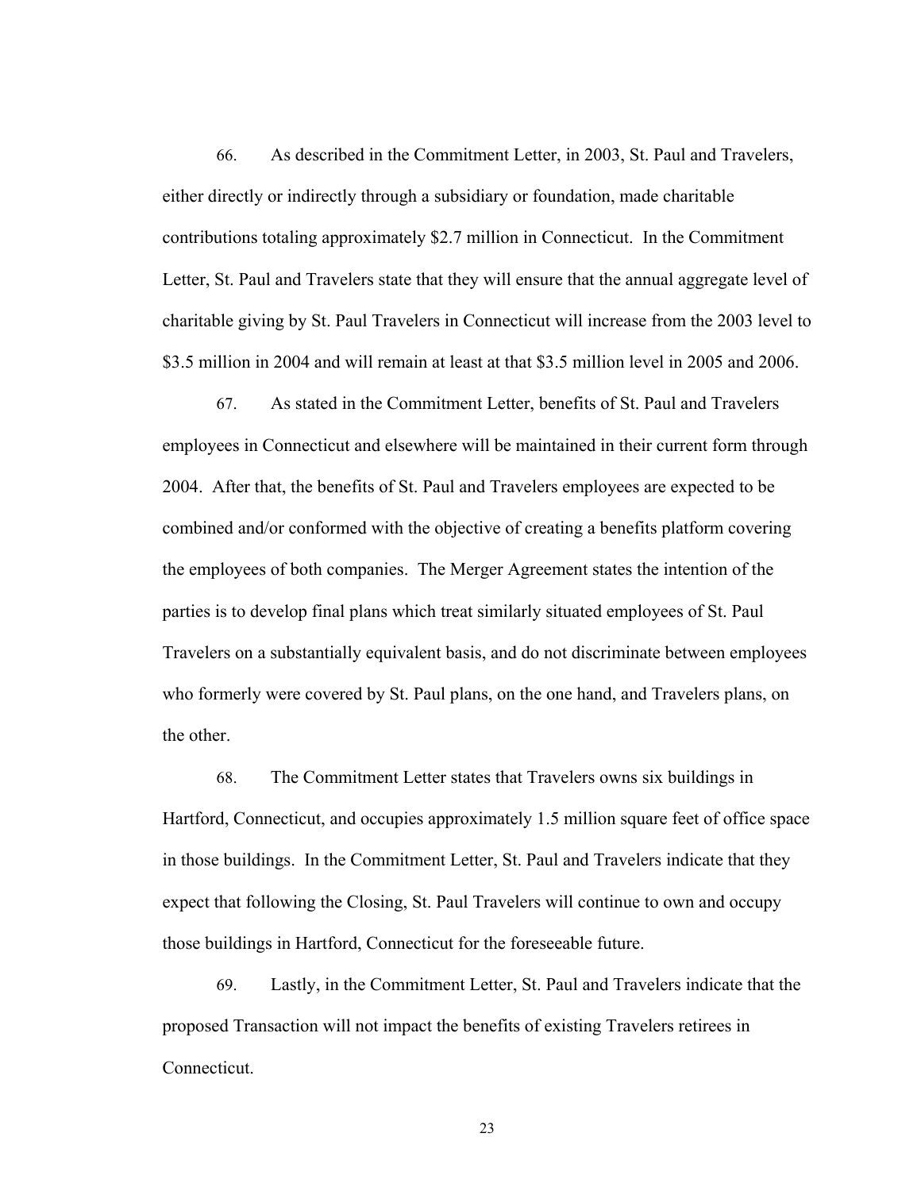66. As described in the Commitment Letter, in 2003, St. Paul and Travelers, either directly or indirectly through a subsidiary or foundation, made charitable contributions totaling approximately $2.7 million in Connecticut. In the Commitment Letter, St. Paul and Travelers state that they will ensure that the annual aggregate level of charitable giving by St. Paul Travelers in Connecticut will increase from the 2003 level to $3.5 million in 2004 and will remain at least at that $3.5 million level in 2005 and 2006.

67. As stated in the Commitment Letter, benefits of St. Paul and Travelers employees in Connecticut and elsewhere will be maintained in their current form through 2004. After that, the benefits of St. Paul and Travelers employees are expected to be combined and/or conformed with the objective of creating a benefits platform covering the employees of both companies. The Merger Agreement states the intention of the parties is to develop final plans which treat similarly situated employees of St. Paul Travelers on a substantially equivalent basis, and do not discriminate between employees who formerly were covered by St. Paul plans, on the one hand, and Travelers plans, on the other.

68. The Commitment Letter states that Travelers owns six buildings in Hartford, Connecticut, and occupies approximately 1.5 million square feet of office space in those buildings. In the Commitment Letter, St. Paul and Travelers indicate that they expect that following the Closing, St. Paul Travelers will continue to own and occupy those buildings in Hartford, Connecticut for the foreseeable future.

69. Lastly, in the Commitment Letter, St. Paul and Travelers indicate that the proposed Transaction will not impact the benefits of existing Travelers retirees in Connecticut.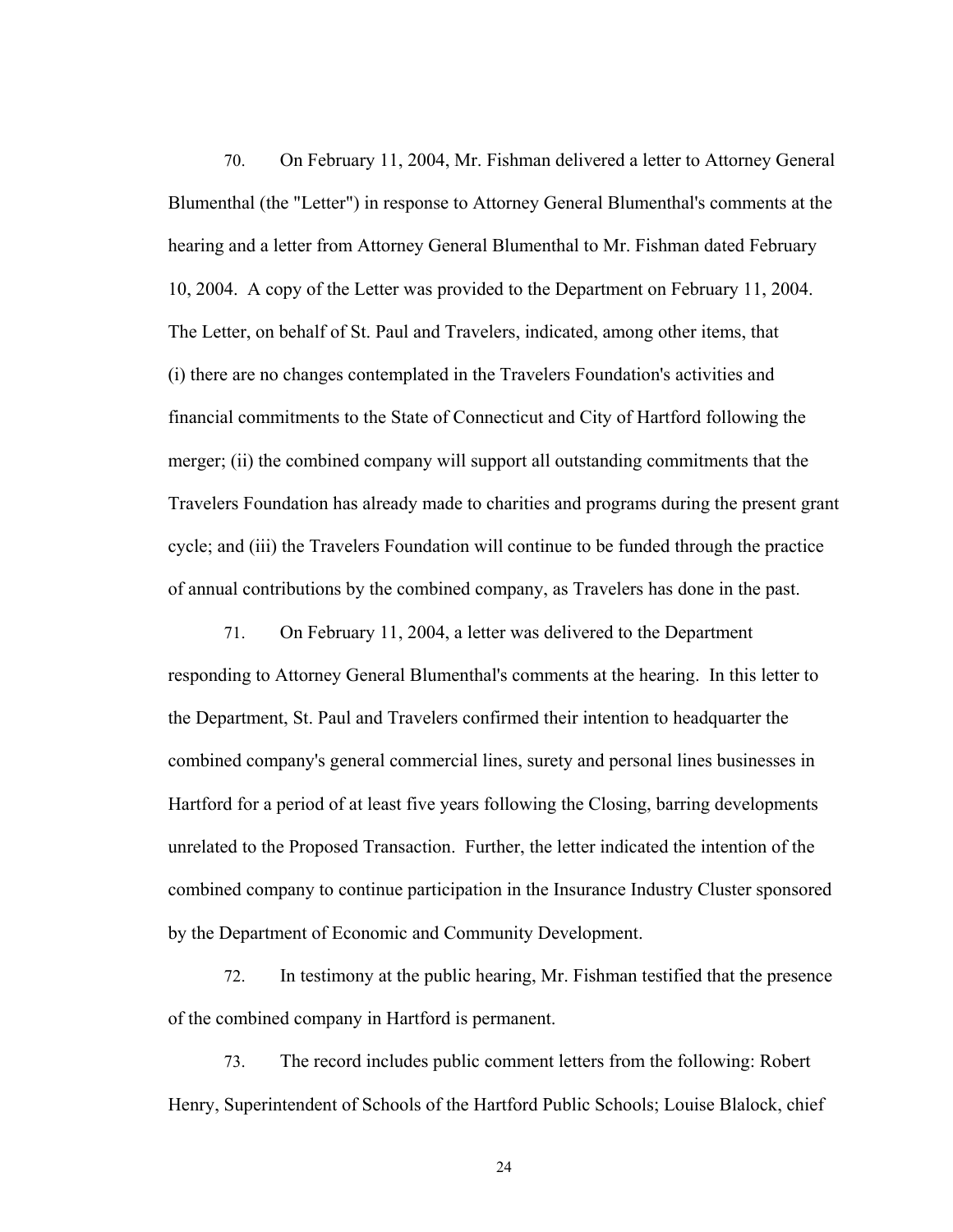70. On February 11, 2004, Mr. Fishman delivered a letter to Attorney General Blumenthal (the "Letter") in response to Attorney General Blumenthal's comments at the hearing and a letter from Attorney General Blumenthal to Mr. Fishman dated February 10, 2004. A copy of the Letter was provided to the Department on February 11, 2004. The Letter, on behalf of St. Paul and Travelers, indicated, among other items, that (i) there are no changes contemplated in the Travelers Foundation's activities and financial commitments to the State of Connecticut and City of Hartford following the merger; (ii) the combined company will support all outstanding commitments that the Travelers Foundation has already made to charities and programs during the present grant cycle; and (iii) the Travelers Foundation will continue to be funded through the practice of annual contributions by the combined company, as Travelers has done in the past.

71. On February 11, 2004, a letter was delivered to the Department responding to Attorney General Blumenthal's comments at the hearing. In this letter to the Department, St. Paul and Travelers confirmed their intention to headquarter the combined company's general commercial lines, surety and personal lines businesses in Hartford for a period of at least five years following the Closing, barring developments unrelated to the Proposed Transaction. Further, the letter indicated the intention of the combined company to continue participation in the Insurance Industry Cluster sponsored by the Department of Economic and Community Development.

72. In testimony at the public hearing, Mr. Fishman testified that the presence of the combined company in Hartford is permanent.

73. The record includes public comment letters from the following: Robert Henry, Superintendent of Schools of the Hartford Public Schools; Louise Blalock, chief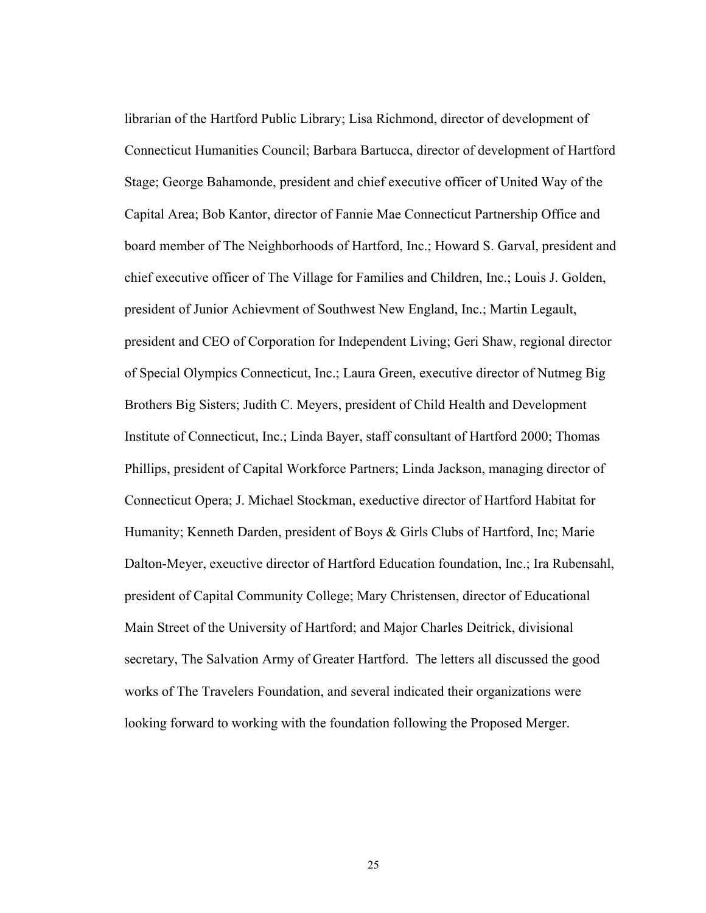librarian of the Hartford Public Library; Lisa Richmond, director of development of Connecticut Humanities Council; Barbara Bartucca, director of development of Hartford Stage; George Bahamonde, president and chief executive officer of United Way of the Capital Area; Bob Kantor, director of Fannie Mae Connecticut Partnership Office and board member of The Neighborhoods of Hartford, Inc.; Howard S. Garval, president and chief executive officer of The Village for Families and Children, Inc.; Louis J. Golden, president of Junior Achievment of Southwest New England, Inc.; Martin Legault, president and CEO of Corporation for Independent Living; Geri Shaw, regional director of Special Olympics Connecticut, Inc.; Laura Green, executive director of Nutmeg Big Brothers Big Sisters; Judith C. Meyers, president of Child Health and Development Institute of Connecticut, Inc.; Linda Bayer, staff consultant of Hartford 2000; Thomas Phillips, president of Capital Workforce Partners; Linda Jackson, managing director of Connecticut Opera; J. Michael Stockman, exeductive director of Hartford Habitat for Humanity; Kenneth Darden, president of Boys & Girls Clubs of Hartford, Inc; Marie Dalton-Meyer, exeuctive director of Hartford Education foundation, Inc.; Ira Rubensahl, president of Capital Community College; Mary Christensen, director of Educational Main Street of the University of Hartford; and Major Charles Deitrick, divisional secretary, The Salvation Army of Greater Hartford. The letters all discussed the good works of The Travelers Foundation, and several indicated their organizations were looking forward to working with the foundation following the Proposed Merger.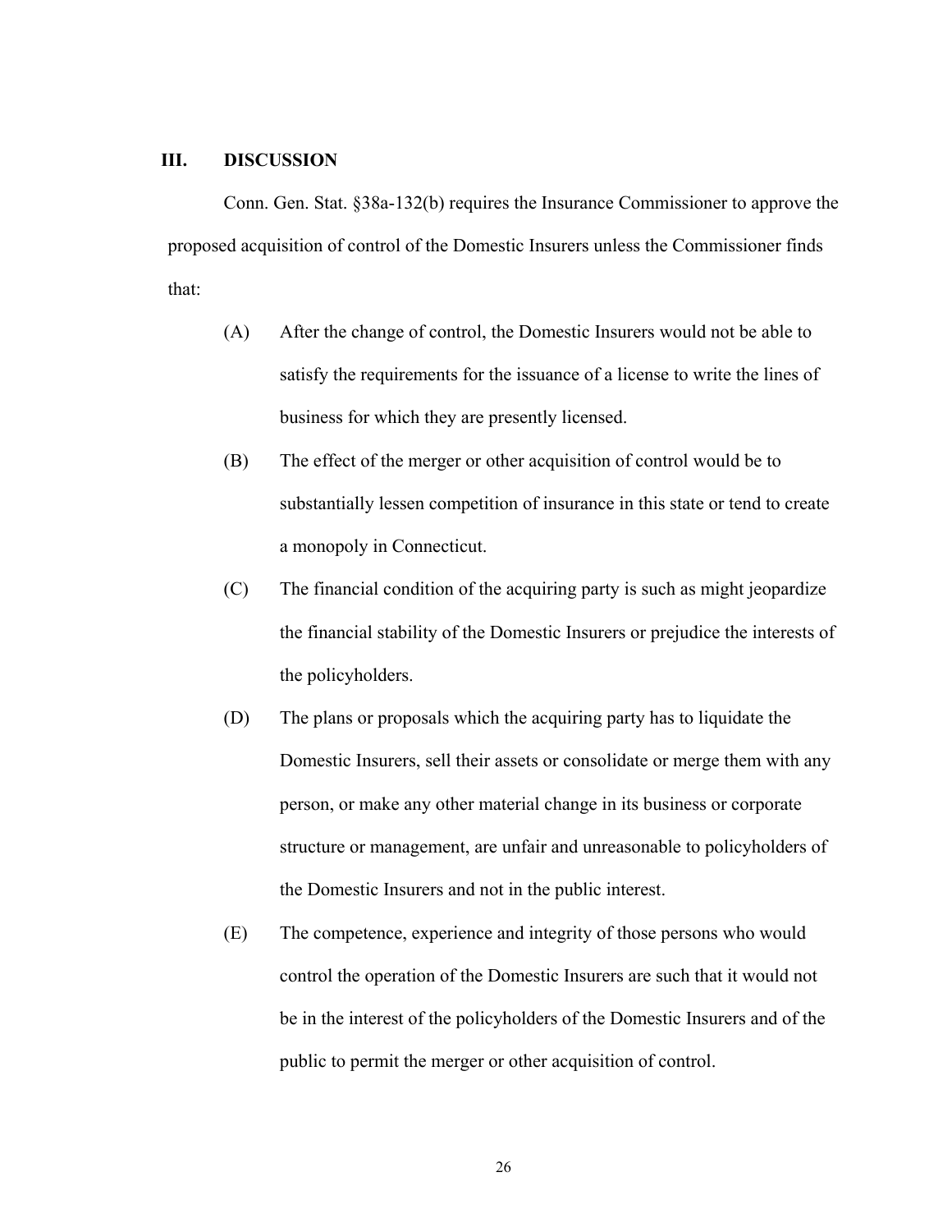## III. DISCUSSION

Conn. Gen. Stat. §38a-132(b) requires the Insurance Commissioner to approve the proposed acquisition of control of the Domestic Insurers unless the Commissioner finds that:

(A) After the change of control, the Domestic Insurers would not be able to satisfy the requirements for the issuance of a license to write the lines of business for which they are presently licensed.

(B) The effect of the merger or other acquisition of control would be to substantially lessen competition of insurance in this state or tend to create a monopoly in Connecticut.

(C) The financial condition of the acquiring party is such as might jeopardize the financial stability of the Domestic Insurers or prejudice the interests of the policyholders.

(D) The plans or proposals which the acquiring party has to liquidate the Domestic Insurers, sell their assets or consolidate or merge them with any person, or make any other material change in its business or corporate structure or management, are unfair and unreasonable to policyholders of the Domestic Insurers and not in the public interest.

(E) The competence, experience and integrity of those persons who would control the operation of the Domestic Insurers are such that it would not be in the interest of the policyholders of the Domestic Insurers and of the public to permit the merger or other acquisition of control.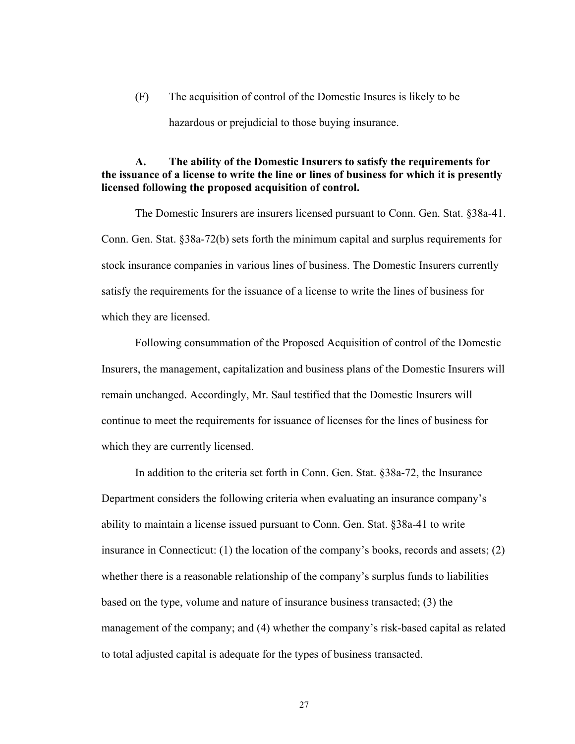(F) The acquisition of control of the Domestic Insures is likely to be hazardous or prejudicial to those buying insurance.

**A. The ability of the Domestic Insurers to satisfy the requirements for the issuance of a license to write the line or lines of business for which it is presently licensed following the proposed acquisition of control.**

The Domestic Insurers are insurers licensed pursuant to Conn. Gen. Stat. §38a-41. Conn. Gen. Stat. §38a-72(b) sets forth the minimum capital and surplus requirements for stock insurance companies in various lines of business. The Domestic Insurers currently satisfy the requirements for the issuance of a license to write the lines of business for which they are licensed.

Following consummation of the Proposed Acquisition of control of the Domestic Insurers, the management, capitalization and business plans of the Domestic Insurers will remain unchanged. Accordingly, Mr. Saul testified that the Domestic Insurers will continue to meet the requirements for issuance of licenses for the lines of business for which they are currently licensed.

In addition to the criteria set forth in Conn. Gen. Stat. §38a-72, the Insurance Department considers the following criteria when evaluating an insurance company's ability to maintain a license issued pursuant to Conn. Gen. Stat. §38a-41 to write insurance in Connecticut: (1) the location of the company's books, records and assets; (2) whether there is a reasonable relationship of the company's surplus funds to liabilities based on the type, volume and nature of insurance business transacted; (3) the management of the company; and (4) whether the company's risk-based capital as related to total adjusted capital is adequate for the types of business transacted.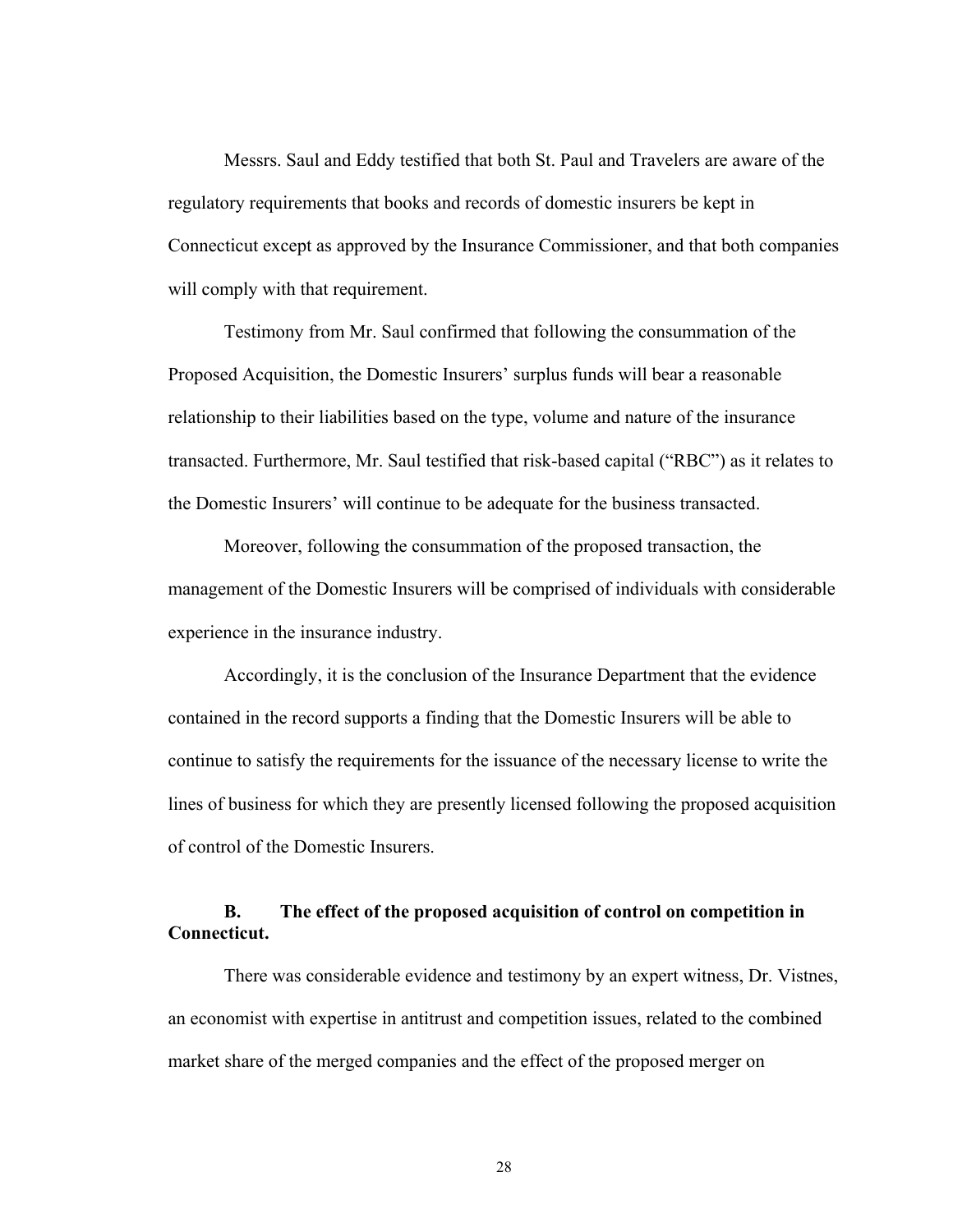Messrs. Saul and Eddy testified that both St. Paul and Travelers are aware of the regulatory requirements that books and records of domestic insurers be kept in Connecticut except as approved by the Insurance Commissioner, and that both companies will comply with that requirement.

Testimony from Mr. Saul confirmed that following the consummation of the Proposed Acquisition, the Domestic Insurers' surplus funds will bear a reasonable relationship to their liabilities based on the type, volume and nature of the insurance transacted. Furthermore, Mr. Saul testified that risk-based capital ("RBC") as it relates to the Domestic Insurers' will continue to be adequate for the business transacted.

Moreover, following the consummation of the proposed transaction, the management of the Domestic Insurers will be comprised of individuals with considerable experience in the insurance industry.

Accordingly, it is the conclusion of the Insurance Department that the evidence contained in the record supports a finding that the Domestic Insurers will be able to continue to satisfy the requirements for the issuance of the necessary license to write the lines of business for which they are presently licensed following the proposed acquisition of control of the Domestic Insurers.

### B. The effect of the proposed acquisition of control on competition in Connecticut.

There was considerable evidence and testimony by an expert witness, Dr. Vistnes, an economist with expertise in antitrust and competition issues, related to the combined market share of the merged companies and the effect of the proposed merger on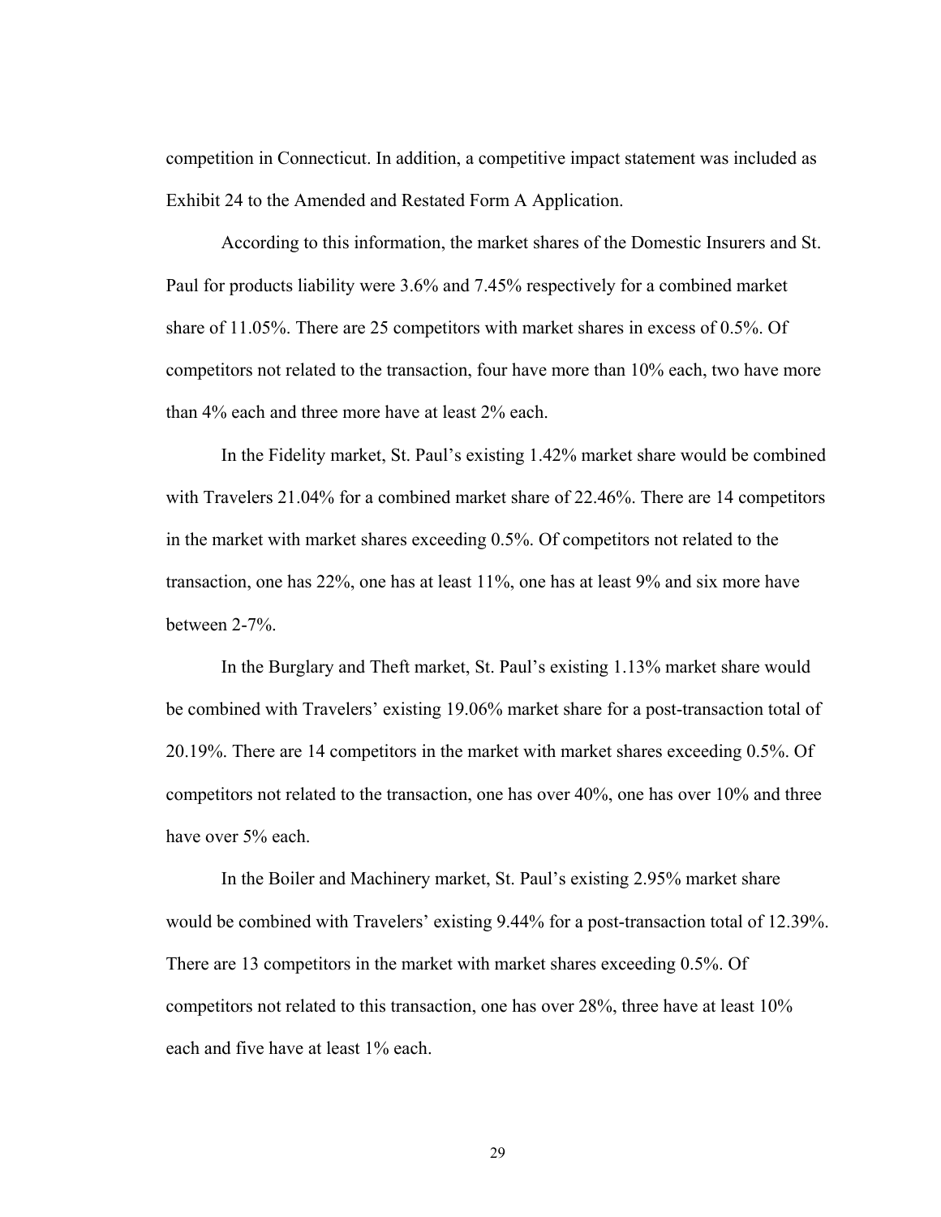competition in Connecticut. In addition, a competitive impact statement was included as Exhibit 24 to the Amended and Restated Form A Application.

According to this information, the market shares of the Domestic Insurers and St. Paul for products liability were 3.6% and 7.45% respectively for a combined market share of 11.05%. There are 25 competitors with market shares in excess of 0.5%. Of competitors not related to the transaction, four have more than 10% each, two have more than 4% each and three more have at least 2% each.

In the Fidelity market, St. Paul's existing 1.42% market share would be combined with Travelers 21.04% for a combined market share of 22.46%. There are 14 competitors in the market with market shares exceeding 0.5%. Of competitors not related to the transaction, one has 22%, one has at least 11%, one has at least 9% and six more have between 2-7%.

In the Burglary and Theft market, St. Paul's existing 1.13% market share would be combined with Travelers' existing 19.06% market share for a post-transaction total of 20.19%. There are 14 competitors in the market with market shares exceeding 0.5%. Of competitors not related to the transaction, one has over 40%, one has over 10% and three have over 5% each.

In the Boiler and Machinery market, St. Paul's existing 2.95% market share would be combined with Travelers' existing 9.44% for a post-transaction total of 12.39%. There are 13 competitors in the market with market shares exceeding 0.5%. Of competitors not related to this transaction, one has over 28%, three have at least 10% each and five have at least 1% each.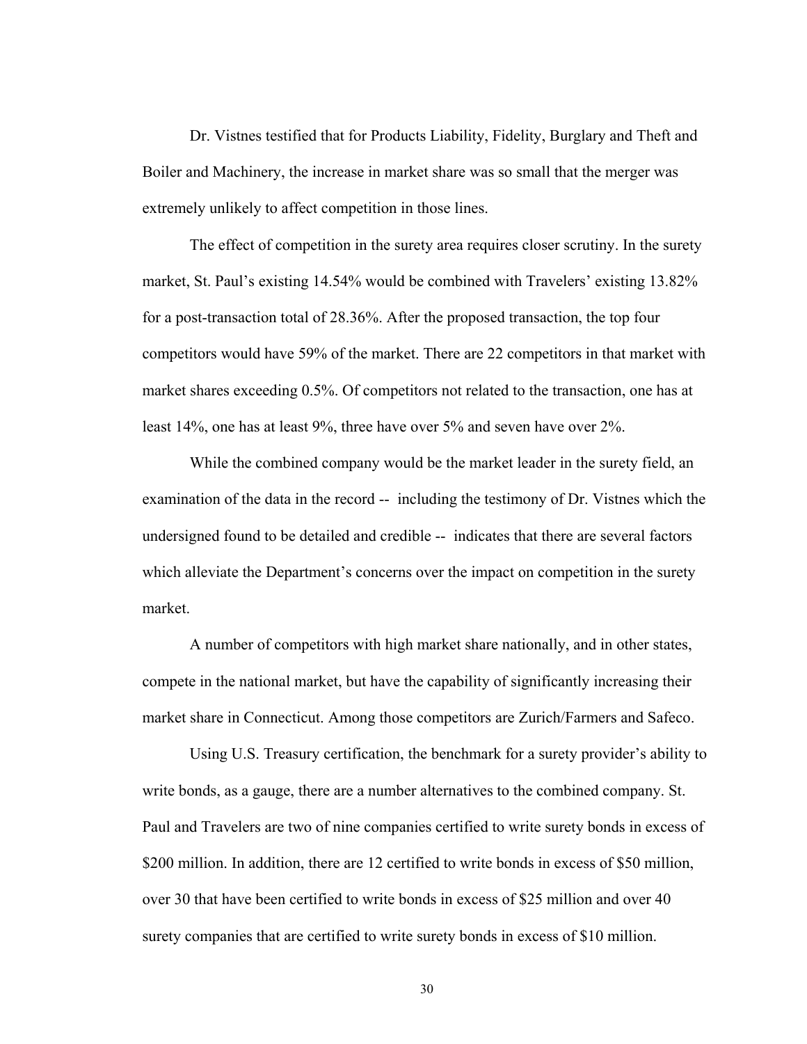Dr. Vistnes testified that for Products Liability, Fidelity, Burglary and Theft and Boiler and Machinery, the increase in market share was so small that the merger was extremely unlikely to affect competition in those lines.

The effect of competition in the surety area requires closer scrutiny. In the surety market, St. Paul's existing 14.54% would be combined with Travelers' existing 13.82% for a post-transaction total of 28.36%. After the proposed transaction, the top four competitors would have 59% of the market. There are 22 competitors in that market with market shares exceeding 0.5%. Of competitors not related to the transaction, one has at least 14%, one has at least 9%, three have over 5% and seven have over 2%.

While the combined company would be the market leader in the surety field, an examination of the data in the record -- including the testimony of Dr. Vistnes which the undersigned found to be detailed and credible -- indicates that there are several factors which alleviate the Department's concerns over the impact on competition in the surety market.

A number of competitors with high market share nationally, and in other states, compete in the national market, but have the capability of significantly increasing their market share in Connecticut. Among those competitors are Zurich/Farmers and Safeco.

Using U.S. Treasury certification, the benchmark for a surety provider's ability to write bonds, as a gauge, there are a number alternatives to the combined company. St. Paul and Travelers are two of nine companies certified to write surety bonds in excess of \$200 million. In addition, there are 12 certified to write bonds in excess of \$50 million, over 30 that have been certified to write bonds in excess of \$25 million and over 40 surety companies that are certified to write surety bonds in excess of \$10 million.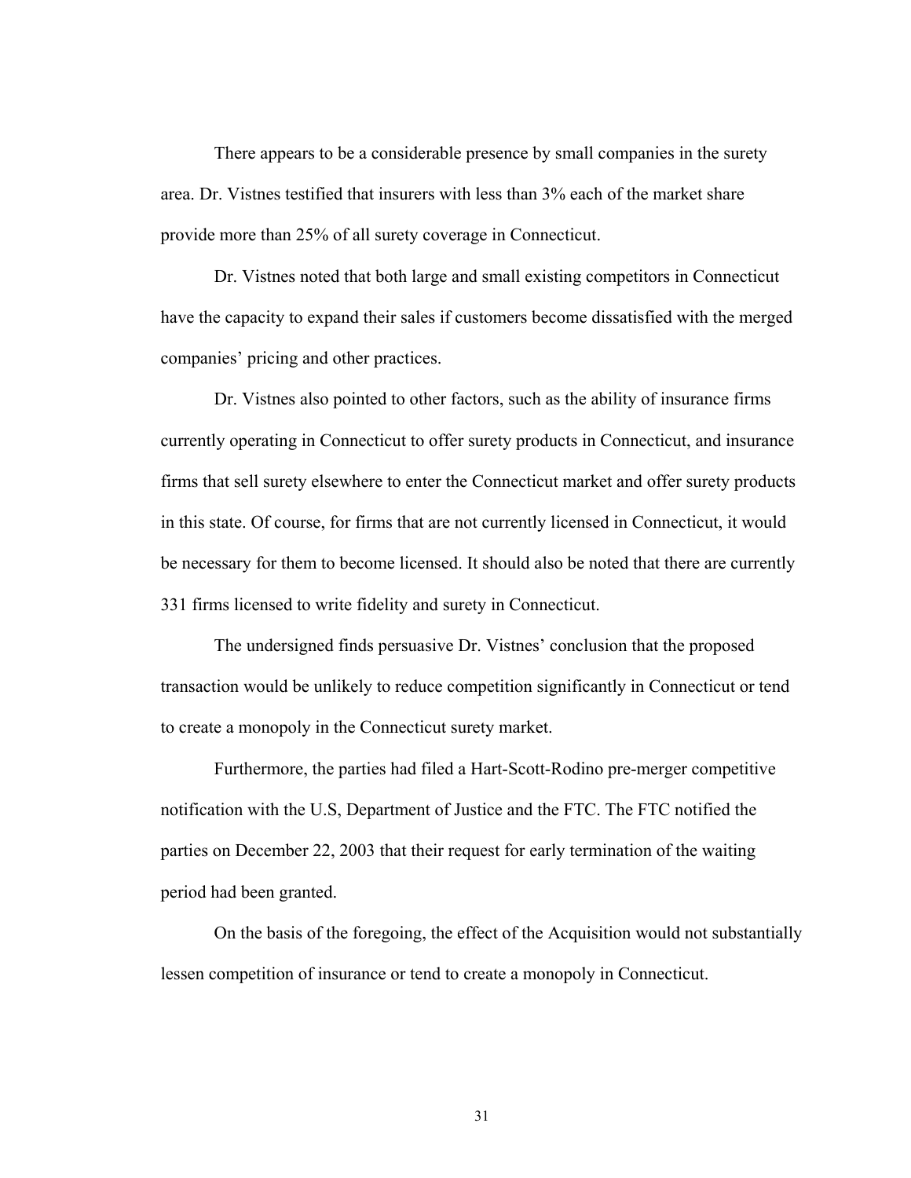There appears to be a considerable presence by small companies in the surety area. Dr. Vistnes testified that insurers with less than 3% each of the market share provide more than 25% of all surety coverage in Connecticut.

Dr. Vistnes noted that both large and small existing competitors in Connecticut have the capacity to expand their sales if customers become dissatisfied with the merged companies' pricing and other practices.

Dr. Vistnes also pointed to other factors, such as the ability of insurance firms currently operating in Connecticut to offer surety products in Connecticut, and insurance firms that sell surety elsewhere to enter the Connecticut market and offer surety products in this state. Of course, for firms that are not currently licensed in Connecticut, it would be necessary for them to become licensed. It should also be noted that there are currently 331 firms licensed to write fidelity and surety in Connecticut.

The undersigned finds persuasive Dr. Vistnes' conclusion that the proposed transaction would be unlikely to reduce competition significantly in Connecticut or tend to create a monopoly in the Connecticut surety market.

Furthermore, the parties had filed a Hart-Scott-Rodino pre-merger competitive notification with the U.S, Department of Justice and the FTC. The FTC notified the parties on December 22, 2003 that their request for early termination of the waiting period had been granted.

On the basis of the foregoing, the effect of the Acquisition would not substantially lessen competition of insurance or tend to create a monopoly in Connecticut.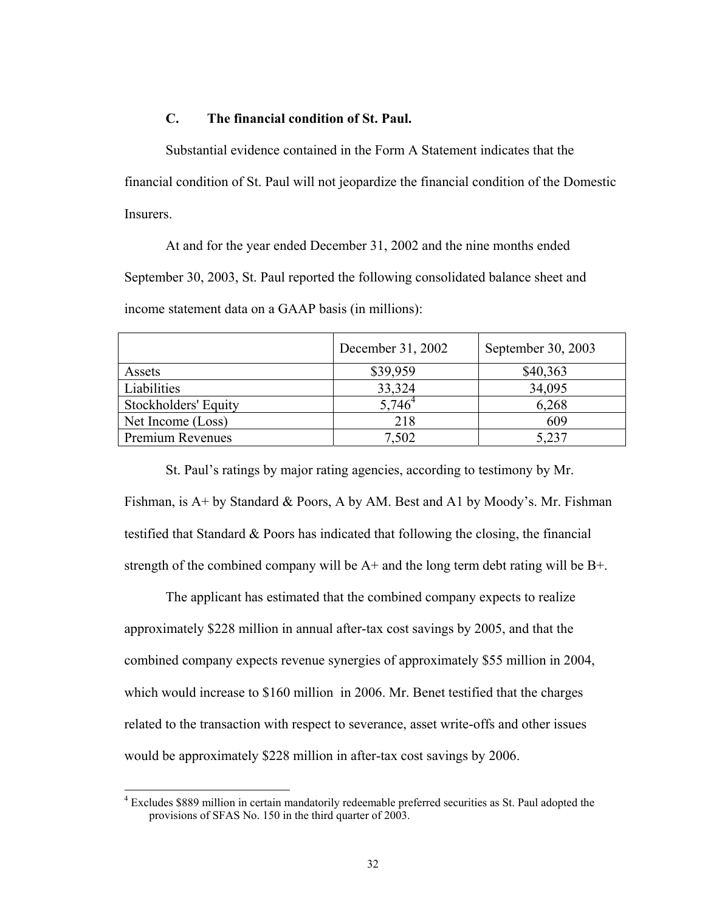### C. The financial condition of St. Paul.

Substantial evidence contained in the Form A Statement indicates that the financial condition of St. Paul will not jeopardize the financial condition of the Domestic Insurers.

At and for the year ended December 31, 2002 and the nine months ended September 30, 2003, St. Paul reported the following consolidated balance sheet and income statement data on a GAAP basis (in millions):

| | December 31, 2002 | September 30, 2003 |
|---|---|---|
| Assets | $39,959 | $40,363 |
| Liabilities | 33,324 | 34,095 |
| Stockholders' Equity | 5,746[4] | 6,268 |
| Net Income (Loss) | 218 | 609 |
| Premium Revenues | 7,502 | 5,237 |

St. Paul's ratings by major rating agencies, according to testimony by Mr. Fishman, is A+ by Standard & Poors, A by AM. Best and A1 by Moody's. Mr. Fishman testified that Standard & Poors has indicated that following the closing, the financial strength of the combined company will be A+ and the long term debt rating will be B+.

The applicant has estimated that the combined company expects to realize approximately $228 million in annual after-tax cost savings by 2005, and that the combined company expects revenue synergies of approximately $55 million in 2004, which would increase to $160 million in 2006. Mr. Benet testified that the charges related to the transaction with respect to severance, asset write-offs and other issues would be approximately $228 million in after-tax cost savings by 2006.

[4] Excludes $889 million in certain mandatorily redeemable preferred securities as St. Paul adopted the provisions of SFAS No. 150 in the third quarter of 2003.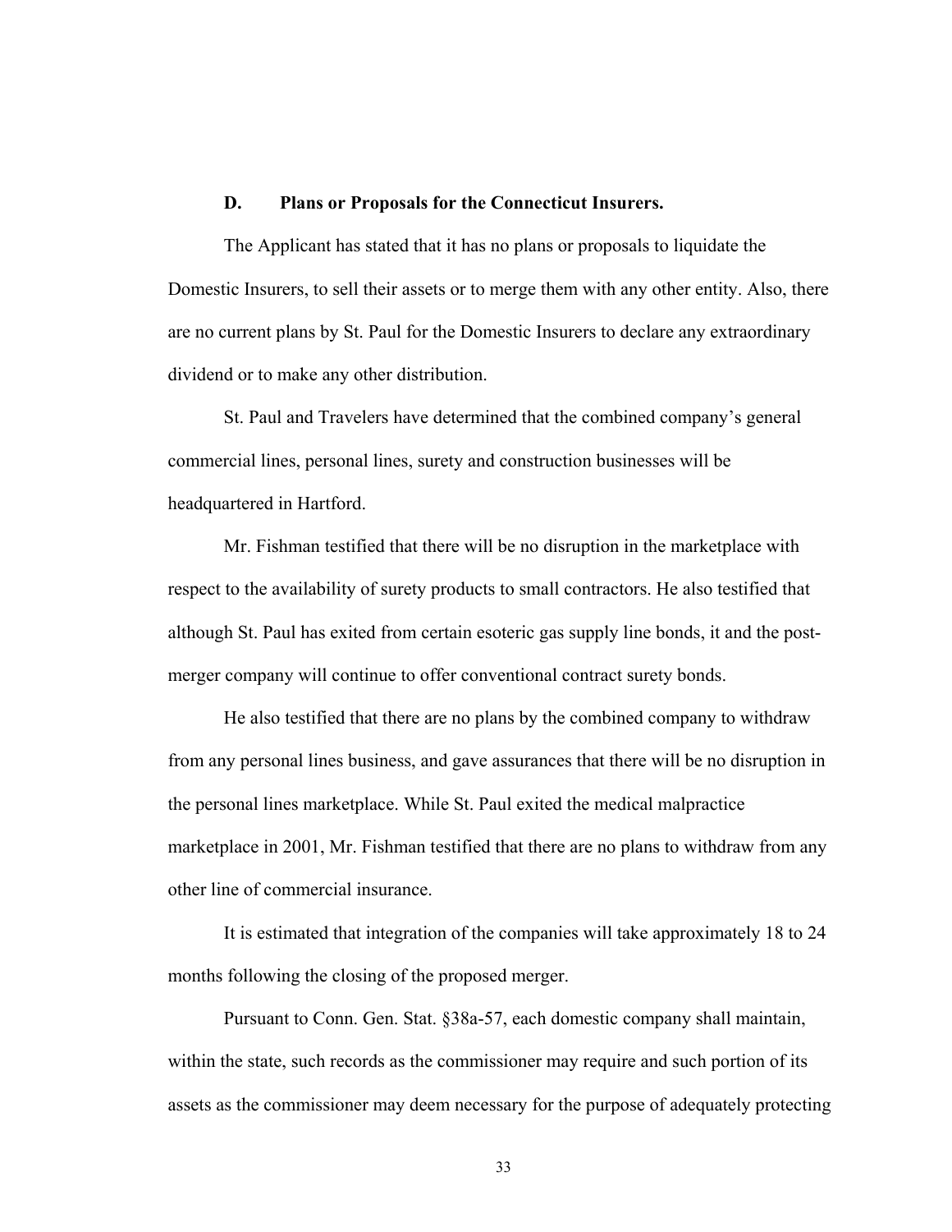### D. Plans or Proposals for the Connecticut Insurers.

The Applicant has stated that it has no plans or proposals to liquidate the Domestic Insurers, to sell their assets or to merge them with any other entity. Also, there are no current plans by St. Paul for the Domestic Insurers to declare any extraordinary dividend or to make any other distribution.

St. Paul and Travelers have determined that the combined company's general commercial lines, personal lines, surety and construction businesses will be headquartered in Hartford.

Mr. Fishman testified that there will be no disruption in the marketplace with respect to the availability of surety products to small contractors. He also testified that although St. Paul has exited from certain esoteric gas supply line bonds, it and the post-merger company will continue to offer conventional contract surety bonds.

He also testified that there are no plans by the combined company to withdraw from any personal lines business, and gave assurances that there will be no disruption in the personal lines marketplace. While St. Paul exited the medical malpractice marketplace in 2001, Mr. Fishman testified that there are no plans to withdraw from any other line of commercial insurance.

It is estimated that integration of the companies will take approximately 18 to 24 months following the closing of the proposed merger.

Pursuant to Conn. Gen. Stat. §38a-57, each domestic company shall maintain, within the state, such records as the commissioner may require and such portion of its assets as the commissioner may deem necessary for the purpose of adequately protecting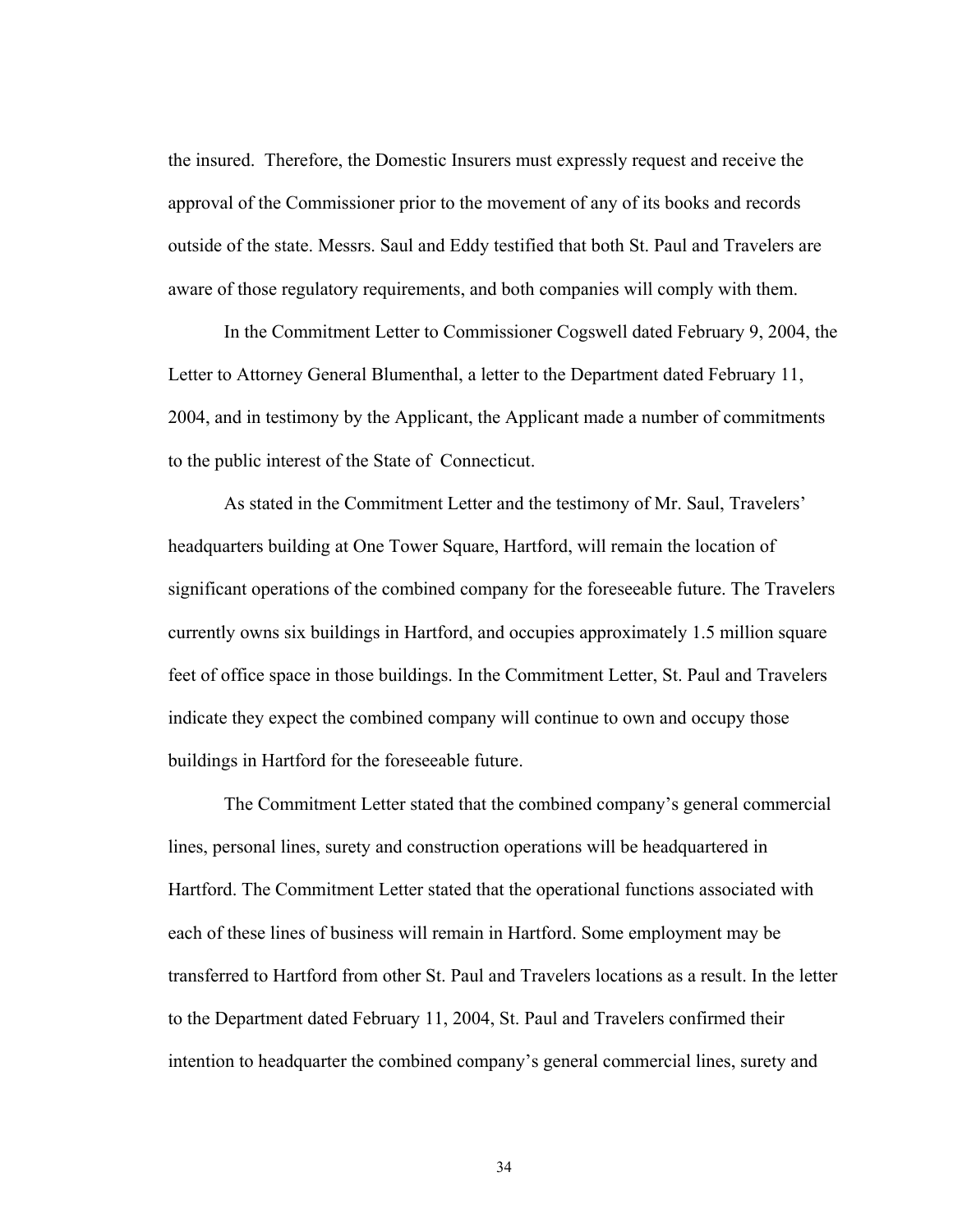the insured. Therefore, the Domestic Insurers must expressly request and receive the approval of the Commissioner prior to the movement of any of its books and records outside of the state. Messrs. Saul and Eddy testified that both St. Paul and Travelers are aware of those regulatory requirements, and both companies will comply with them.

In the Commitment Letter to Commissioner Cogswell dated February 9, 2004, the Letter to Attorney General Blumenthal, a letter to the Department dated February 11, 2004, and in testimony by the Applicant, the Applicant made a number of commitments to the public interest of the State of Connecticut.

As stated in the Commitment Letter and the testimony of Mr. Saul, Travelers' headquarters building at One Tower Square, Hartford, will remain the location of significant operations of the combined company for the foreseeable future. The Travelers currently owns six buildings in Hartford, and occupies approximately 1.5 million square feet of office space in those buildings. In the Commitment Letter, St. Paul and Travelers indicate they expect the combined company will continue to own and occupy those buildings in Hartford for the foreseeable future.

The Commitment Letter stated that the combined company's general commercial lines, personal lines, surety and construction operations will be headquartered in Hartford. The Commitment Letter stated that the operational functions associated with each of these lines of business will remain in Hartford. Some employment may be transferred to Hartford from other St. Paul and Travelers locations as a result. In the letter to the Department dated February 11, 2004, St. Paul and Travelers confirmed their intention to headquarter the combined company's general commercial lines, surety and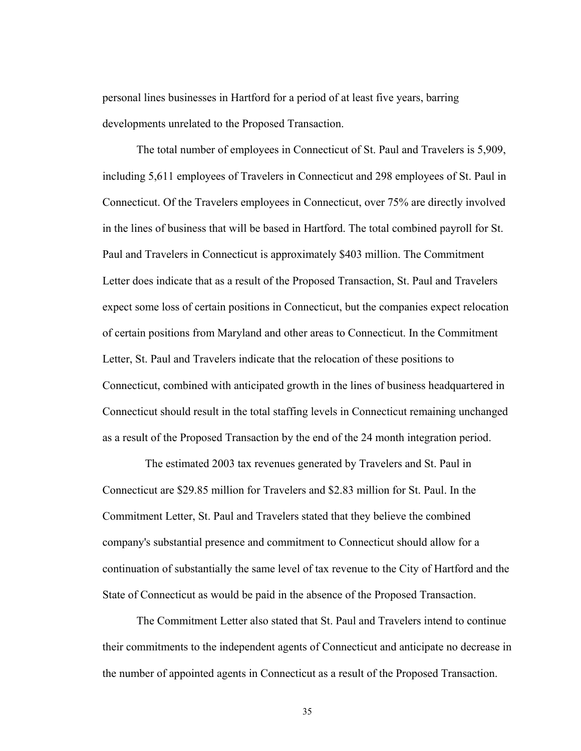personal lines businesses in Hartford for a period of at least five years, barring developments unrelated to the Proposed Transaction.

The total number of employees in Connecticut of St. Paul and Travelers is 5,909, including 5,611 employees of Travelers in Connecticut and 298 employees of St. Paul in Connecticut. Of the Travelers employees in Connecticut, over 75% are directly involved in the lines of business that will be based in Hartford. The total combined payroll for St. Paul and Travelers in Connecticut is approximately $403 million. The Commitment Letter does indicate that as a result of the Proposed Transaction, St. Paul and Travelers expect some loss of certain positions in Connecticut, but the companies expect relocation of certain positions from Maryland and other areas to Connecticut. In the Commitment Letter, St. Paul and Travelers indicate that the relocation of these positions to Connecticut, combined with anticipated growth in the lines of business headquartered in Connecticut should result in the total staffing levels in Connecticut remaining unchanged as a result of the Proposed Transaction by the end of the 24 month integration period.

The estimated 2003 tax revenues generated by Travelers and St. Paul in Connecticut are $29.85 million for Travelers and $2.83 million for St. Paul. In the Commitment Letter, St. Paul and Travelers stated that they believe the combined company's substantial presence and commitment to Connecticut should allow for a continuation of substantially the same level of tax revenue to the City of Hartford and the State of Connecticut as would be paid in the absence of the Proposed Transaction.

The Commitment Letter also stated that St. Paul and Travelers intend to continue their commitments to the independent agents of Connecticut and anticipate no decrease in the number of appointed agents in Connecticut as a result of the Proposed Transaction.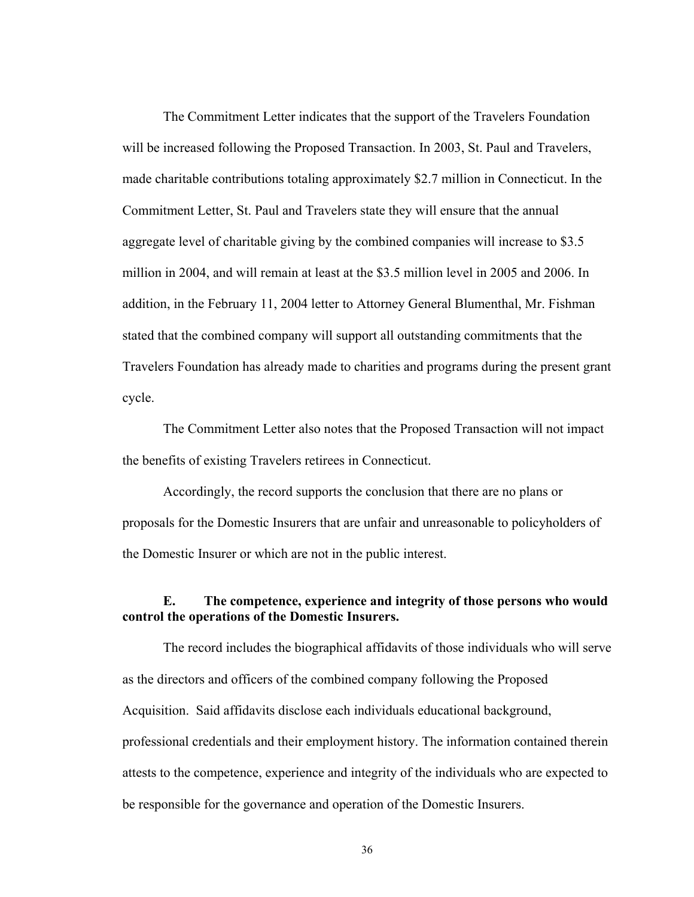The Commitment Letter indicates that the support of the Travelers Foundation will be increased following the Proposed Transaction. In 2003, St. Paul and Travelers, made charitable contributions totaling approximately $2.7 million in Connecticut. In the Commitment Letter, St. Paul and Travelers state they will ensure that the annual aggregate level of charitable giving by the combined companies will increase to $3.5 million in 2004, and will remain at least at the $3.5 million level in 2005 and 2006. In addition, in the February 11, 2004 letter to Attorney General Blumenthal, Mr. Fishman stated that the combined company will support all outstanding commitments that the Travelers Foundation has already made to charities and programs during the present grant cycle.

The Commitment Letter also notes that the Proposed Transaction will not impact the benefits of existing Travelers retirees in Connecticut.

Accordingly, the record supports the conclusion that there are no plans or proposals for the Domestic Insurers that are unfair and unreasonable to policyholders of the Domestic Insurer or which are not in the public interest.

**E. The competence, experience and integrity of those persons who would control the operations of the Domestic Insurers.**

The record includes the biographical affidavits of those individuals who will serve as the directors and officers of the combined company following the Proposed Acquisition. Said affidavits disclose each individuals educational background, professional credentials and their employment history. The information contained therein attests to the competence, experience and integrity of the individuals who are expected to be responsible for the governance and operation of the Domestic Insurers.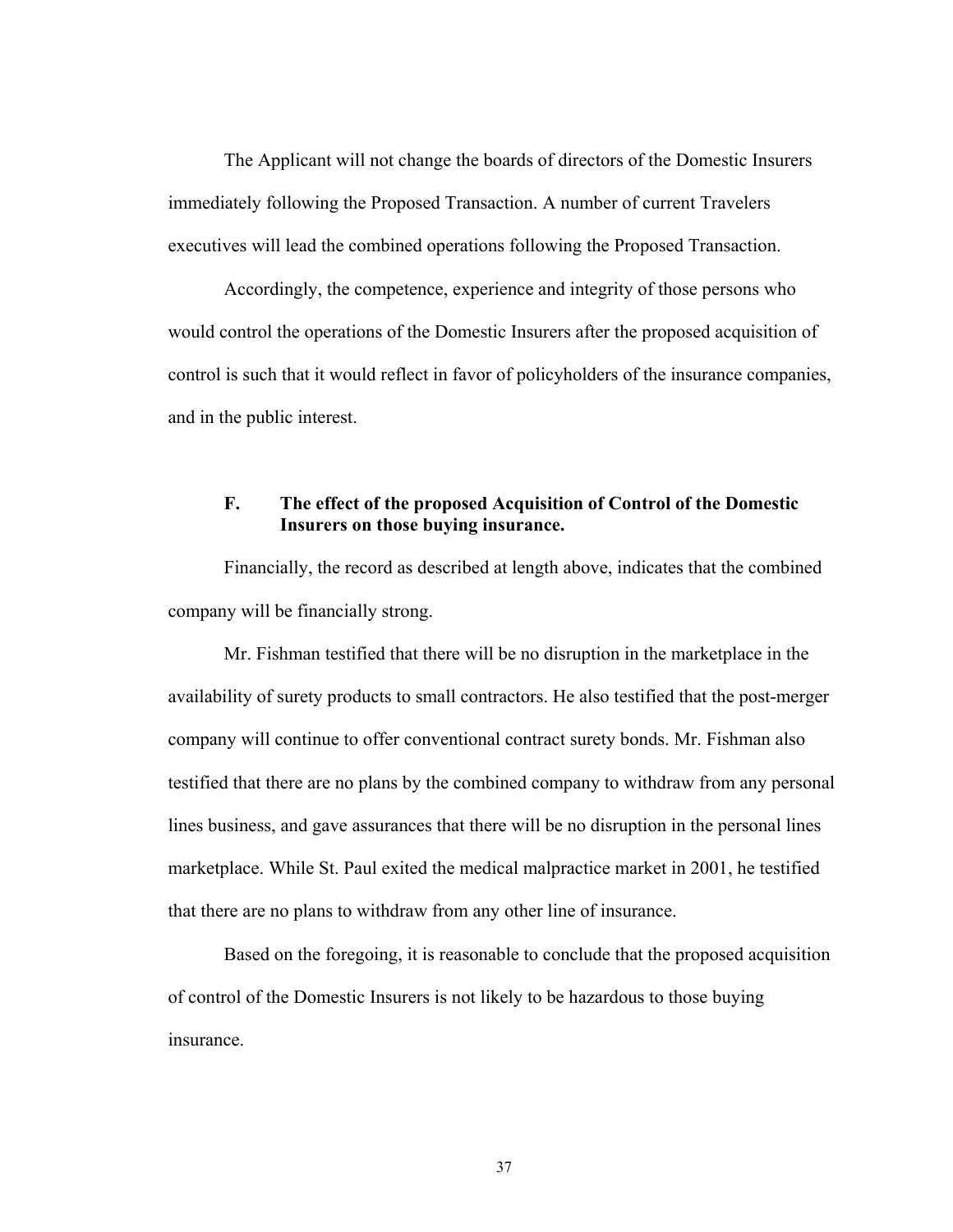The Applicant will not change the boards of directors of the Domestic Insurers immediately following the Proposed Transaction. A number of current Travelers executives will lead the combined operations following the Proposed Transaction.

Accordingly, the competence, experience and integrity of those persons who would control the operations of the Domestic Insurers after the proposed acquisition of control is such that it would reflect in favor of policyholders of the insurance companies, and in the public interest.

### F. The effect of the proposed Acquisition of Control of the Domestic Insurers on those buying insurance.

Financially, the record as described at length above, indicates that the combined company will be financially strong.

Mr. Fishman testified that there will be no disruption in the marketplace in the availability of surety products to small contractors. He also testified that the post-merger company will continue to offer conventional contract surety bonds. Mr. Fishman also testified that there are no plans by the combined company to withdraw from any personal lines business, and gave assurances that there will be no disruption in the personal lines marketplace. While St. Paul exited the medical malpractice market in 2001, he testified that there are no plans to withdraw from any other line of insurance.

Based on the foregoing, it is reasonable to conclude that the proposed acquisition of control of the Domestic Insurers is not likely to be hazardous to those buying insurance.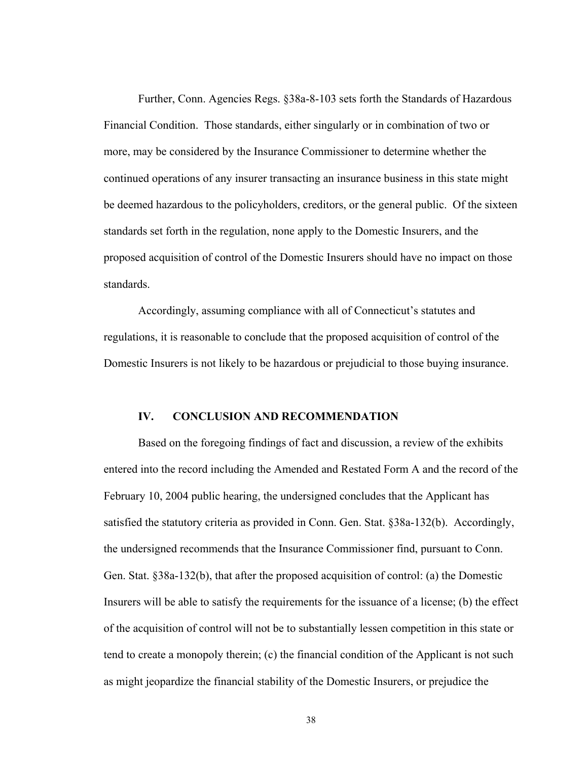Further, Conn. Agencies Regs. §38a-8-103 sets forth the Standards of Hazardous Financial Condition. Those standards, either singularly or in combination of two or more, may be considered by the Insurance Commissioner to determine whether the continued operations of any insurer transacting an insurance business in this state might be deemed hazardous to the policyholders, creditors, or the general public. Of the sixteen standards set forth in the regulation, none apply to the Domestic Insurers, and the proposed acquisition of control of the Domestic Insurers should have no impact on those standards.

Accordingly, assuming compliance with all of Connecticut's statutes and regulations, it is reasonable to conclude that the proposed acquisition of control of the Domestic Insurers is not likely to be hazardous or prejudicial to those buying insurance.

## IV. CONCLUSION AND RECOMMENDATION

Based on the foregoing findings of fact and discussion, a review of the exhibits entered into the record including the Amended and Restated Form A and the record of the February 10, 2004 public hearing, the undersigned concludes that the Applicant has satisfied the statutory criteria as provided in Conn. Gen. Stat. §38a-132(b). Accordingly, the undersigned recommends that the Insurance Commissioner find, pursuant to Conn. Gen. Stat. §38a-132(b), that after the proposed acquisition of control: (a) the Domestic Insurers will be able to satisfy the requirements for the issuance of a license; (b) the effect of the acquisition of control will not be to substantially lessen competition in this state or tend to create a monopoly therein; (c) the financial condition of the Applicant is not such as might jeopardize the financial stability of the Domestic Insurers, or prejudice the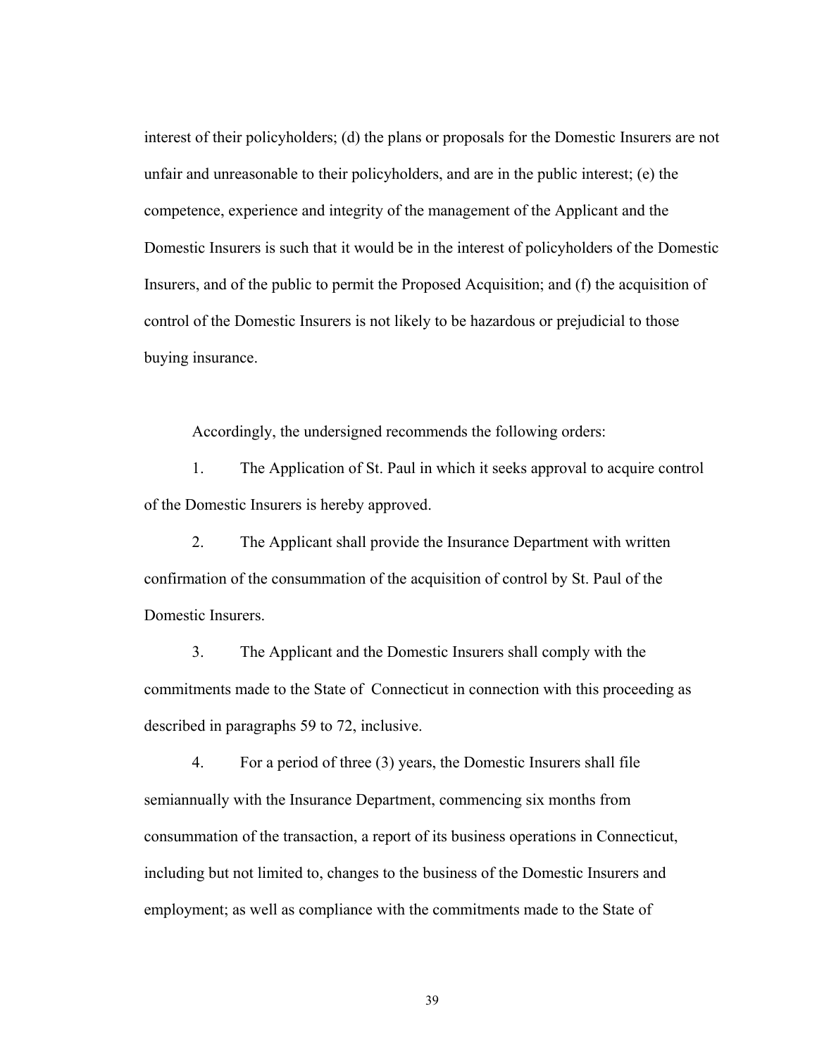interest of their policyholders; (d) the plans or proposals for the Domestic Insurers are not unfair and unreasonable to their policyholders, and are in the public interest; (e) the competence, experience and integrity of the management of the Applicant and the Domestic Insurers is such that it would be in the interest of policyholders of the Domestic Insurers, and of the public to permit the Proposed Acquisition; and (f) the acquisition of control of the Domestic Insurers is not likely to be hazardous or prejudicial to those buying insurance.

Accordingly, the undersigned recommends the following orders:

1. The Application of St. Paul in which it seeks approval to acquire control of the Domestic Insurers is hereby approved.

2. The Applicant shall provide the Insurance Department with written confirmation of the consummation of the acquisition of control by St. Paul of the Domestic Insurers.

3. The Applicant and the Domestic Insurers shall comply with the commitments made to the State of Connecticut in connection with this proceeding as described in paragraphs 59 to 72, inclusive.

4. For a period of three (3) years, the Domestic Insurers shall file semiannually with the Insurance Department, commencing six months from consummation of the transaction, a report of its business operations in Connecticut, including but not limited to, changes to the business of the Domestic Insurers and employment; as well as compliance with the commitments made to the State of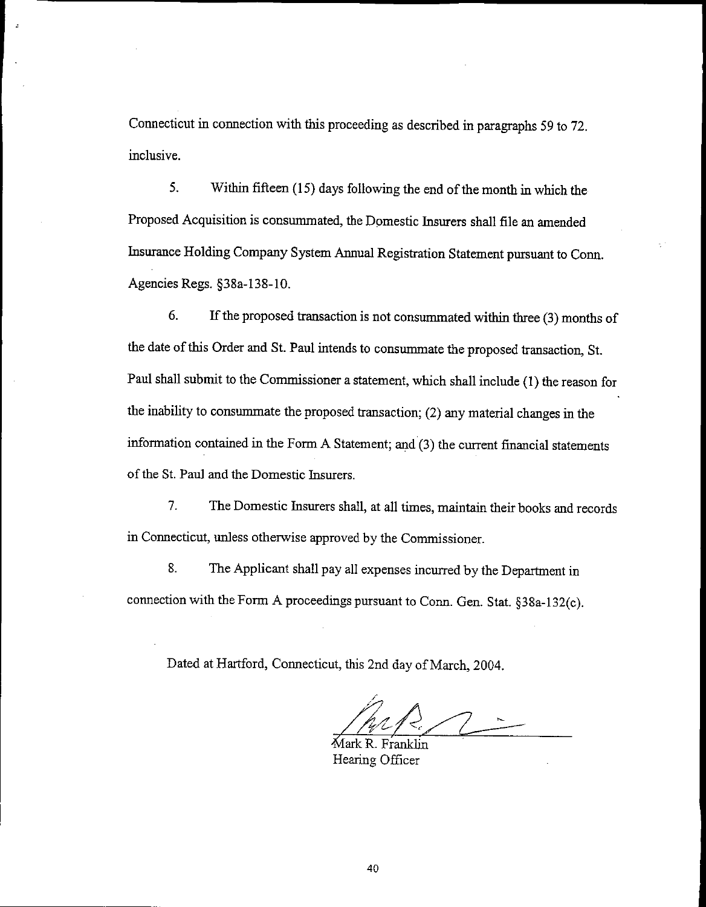Connecticut in connection with this proceeding as described in paragraphs 59 to 72. inclusive.

5. Within fifteen (15) days following the end of the month in which the Proposed Acquisition is consummated, the Domestic Insurers shall file an amended Insurance Holding Company System Annual Registration Statement pursuant to Conn. Agencies Regs. §38a-138-10.

6. If the proposed transaction is not consummated within three (3) months of the date of this Order and St. Paul intends to consummate the proposed transaction, St. Paul shall submit to the Commissioner a statement, which shall include (1) the reason for the inability to consummate the proposed transaction; (2) any material changes in the information contained in the Form A Statement; and (3) the current financial statements of the St. Paul and the Domestic Insurers.

7. The Domestic Insurers shall, at all times, maintain their books and records in Connecticut, unless otherwise approved by the Commissioner.

8. The Applicant shall pay all expenses incurred by the Department in connection with the Form A proceedings pursuant to Conn. Gen. Stat. §38a-132(c).

Dated at Hartford, Connecticut, this 2nd day of March, 2004.

Mark R. Franklin
Hearing Officer